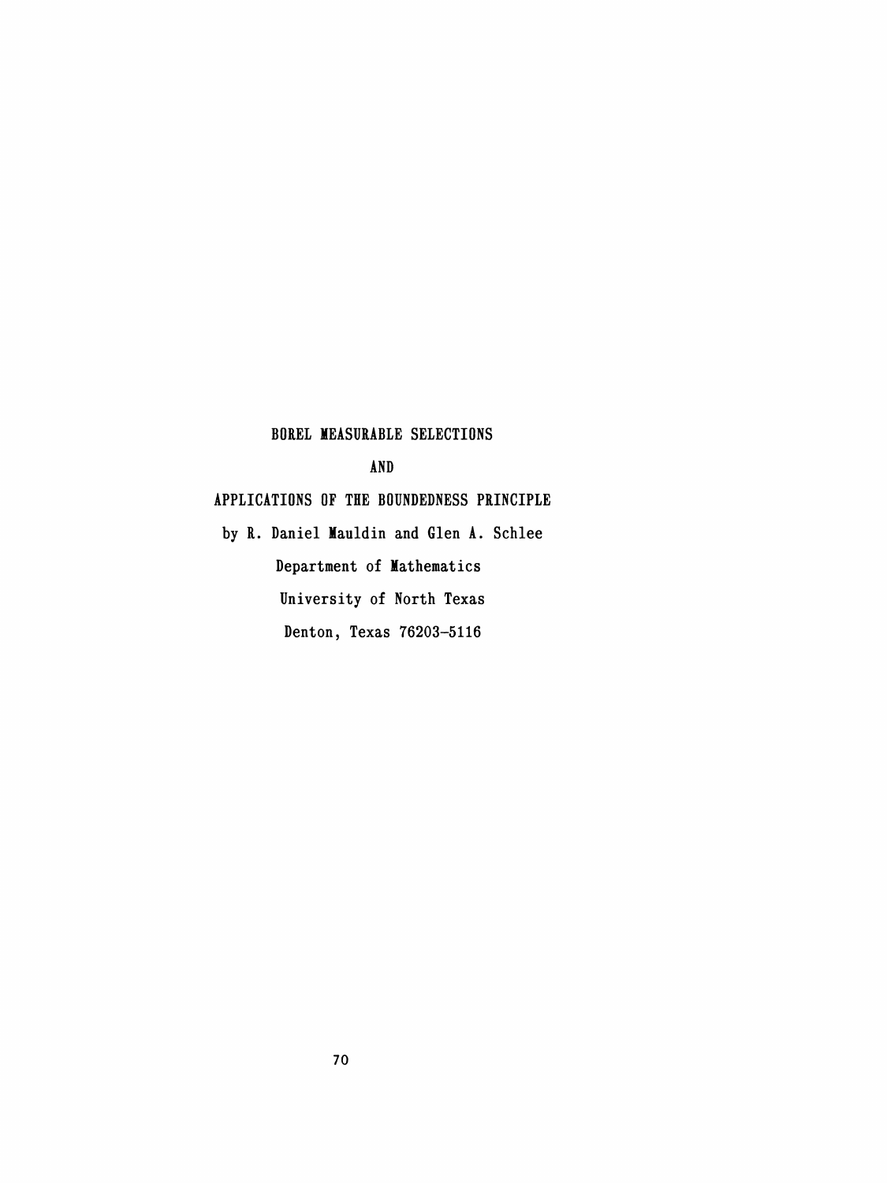# BOREL MEASURABLE SELECTIONS

# AND

# APPLICATIONS OF THE BOUNDEDNESS PRINCIPLE

by R. Daniel Mauldin and Glen A. Schlee

Department of Mathematics

University of North Texas

Denton, Texas 76203-5116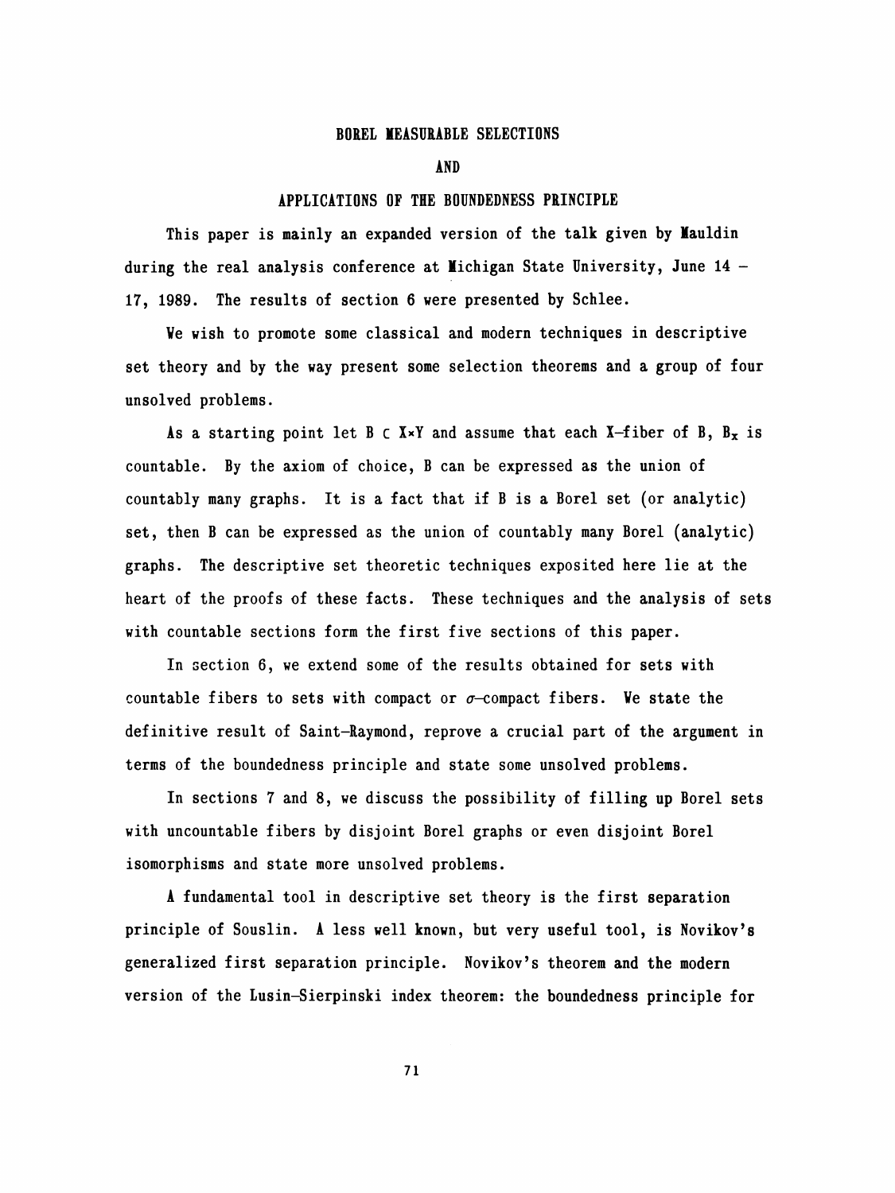# BOREL MEASURABLE SELECTIONS

## AND

## APPLICATIONS OF THE BOUNDEDNESS PRINCIPLE

This paper is mainly an expanded version of the talk given by Mauldin during the real analysis conference at Michigan State University, June 14 – 17, 1989. The results of section 6 were presented by Schlee.

We wish to promote some classical and modern techniques in descriptive set theory and by the way present some selection theorems and a group of four unsolved problems.

As a starting point let $B \subset X \times Y$ and assume that each X–fiber of B, $B_x$ is countable. By the axiom of choice, B can be expressed as the union of countably many graphs. It is a fact that if B is a Borel set (or analytic) set, then B can be expressed as the union of countably many Borel (analytic) graphs. The descriptive set theoretic techniques exposited here lie at the heart of the proofs of these facts. These techniques and the analysis of sets with countable sections form the first five sections of this paper.

In section 6, we extend some of the results obtained for sets with countable fibers to sets with compact or $\sigma$–compact fibers. We state the definitive result of Saint–Raymond, reprove a crucial part of the argument in terms of the boundedness principle and state some unsolved problems.

In sections 7 and 8, we discuss the possibility of filling up Borel sets with uncountable fibers by disjoint Borel graphs or even disjoint Borel isomorphisms and state more unsolved problems.

A fundamental tool in descriptive set theory is the first separation principle of Souslin. A less well known, but very useful tool, is Novikov's generalized first separation principle. Novikov's theorem and the modern version of the Lusin–Sierpinski index theorem: the boundedness principle for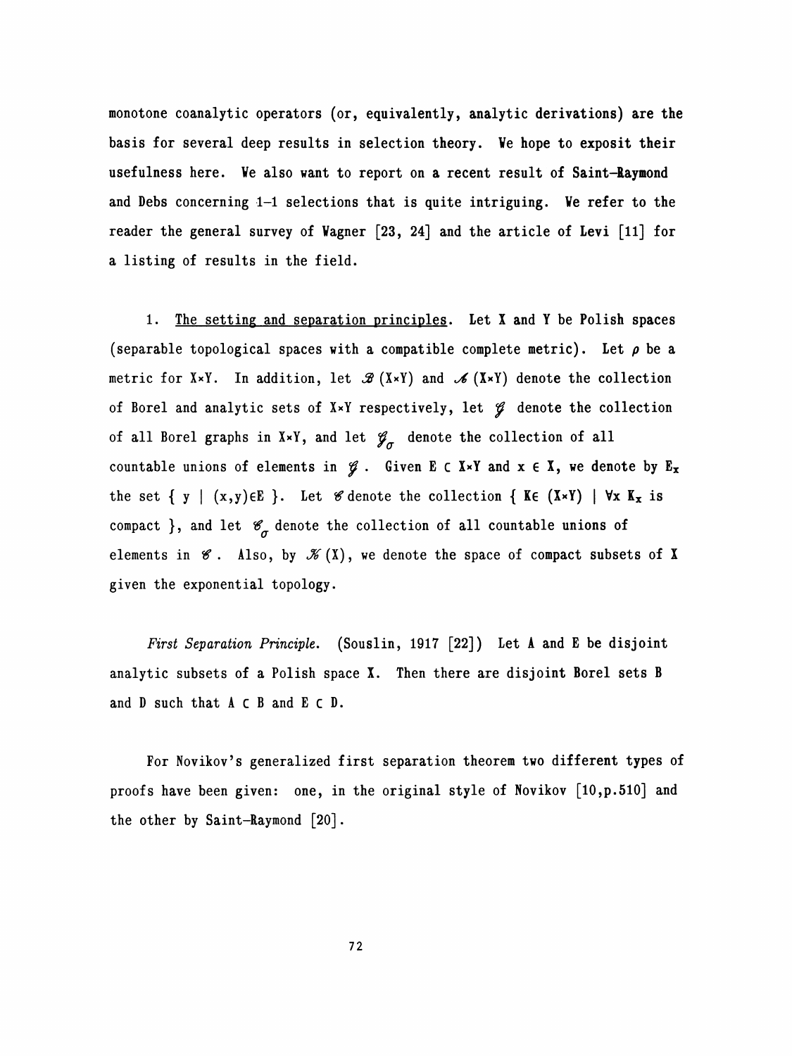monotone coanalytic operators (or, equivalently, analytic derivations) are the basis for several deep results in selection theory. We hope to exposit their usefulness here. We also want to report on a recent result of Saint-Raymond and Debs concerning 1-1 selections that is quite intriguing. We refer to the reader the general survey of Wagner [23, 24] and the article of Levi [11] for a listing of results in the field.

1. <u>The setting and separation principles</u>. Let X and Y be Polish spaces (separable topological spaces with a compatible complete metric). Let $\rho$ be a metric for X×Y. In addition, let $\mathscr{B}(X\times Y)$ and $\mathscr{A}(X\times Y)$ denote the collection of Borel and analytic sets of X×Y respectively, let $\mathscr{G}$ denote the collection of all Borel graphs in X×Y, and let $\mathscr{G}_\sigma$ denote the collection of all countable unions of elements in $\mathscr{G}$. Given $E \subset X\times Y$ and $x \in X$, we denote by $E_x$ the set $\{ y \mid (x,y)\in E \}$. Let $\mathscr{C}$ denote the collection $\{ K\in (X\times Y) \mid \forall x\ K_x \text{ is compact} \}$, and let $\mathscr{C}_\sigma$ denote the collection of all countable unions of elements in $\mathscr{C}$. Also, by $\mathscr{K}(X)$, we denote the space of compact subsets of X given the exponential topology.

*First Separation Principle.* (Souslin, 1917 [22]) Let A and E be disjoint analytic subsets of a Polish space X. Then there are disjoint Borel sets B and D such that $A \subset B$ and $E \subset D$.

For Novikov's generalized first separation theorem two different types of proofs have been given: one, in the original style of Novikov [10,p.510] and the other by Saint-Raymond [20].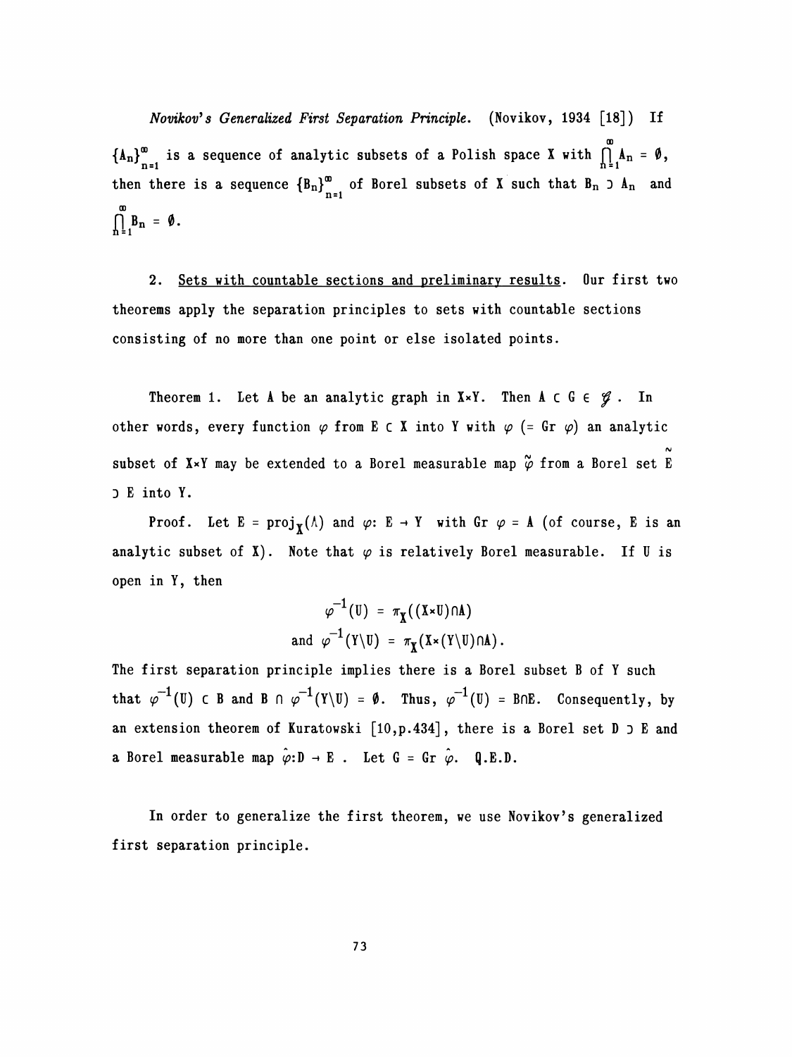*Novikov's Generalized First Separation Principle.* (Novikov, 1934 [18]) If $\{A_n\}_{n=1}^{\infty}$ is a sequence of analytic subsets of a Polish space X with $\bigcap_{n=1}^{\infty} A_n = \emptyset$, then there is a sequence $\{B_n\}_{n=1}^{\infty}$ of Borel subsets of X such that $B_n \supset A_n$ and $\bigcap_{n=1}^{\infty} B_n = \emptyset$.

2. Sets with countable sections and preliminary results. Our first two theorems apply the separation principles to sets with countable sections consisting of no more than one point or else isolated points.

Theorem 1. Let A be an analytic graph in $X \times Y$. Then $A \subset G \in \mathcal{G}$. In other words, every function $\varphi$ from $E \subset X$ into Y with $\varphi$ (= Gr $\varphi$) an analytic subset of $X \times Y$ may be extended to a Borel measurable map $\tilde{\varphi}$ from a Borel set $\tilde{E} \supset E$ into Y.

Proof. Let $E = \text{proj}_X(A)$ and $\varphi\colon E \to Y$ with Gr $\varphi = A$ (of course, E is an analytic subset of X). Note that $\varphi$ is relatively Borel measurable. If U is open in Y, then

$$\varphi^{-1}(U) = \pi_X((X \times U) \cap A)$$
$$\text{and } \varphi^{-1}(Y \setminus U) = \pi_X(X \times (Y \setminus U) \cap A).$$

The first separation principle implies there is a Borel subset B of Y such that $\varphi^{-1}(U) \subset B$ and $B \cap \varphi^{-1}(Y \setminus U) = \emptyset$. Thus, $\varphi^{-1}(U) = B \cap E$. Consequently, by an extension theorem of Kuratowski [10,p.434], there is a Borel set $D \supset E$ and a Borel measurable map $\hat{\varphi}\colon D \to E$. Let $G = \text{Gr } \hat{\varphi}$. Q.E.D.

In order to generalize the first theorem, we use Novikov's generalized first separation principle.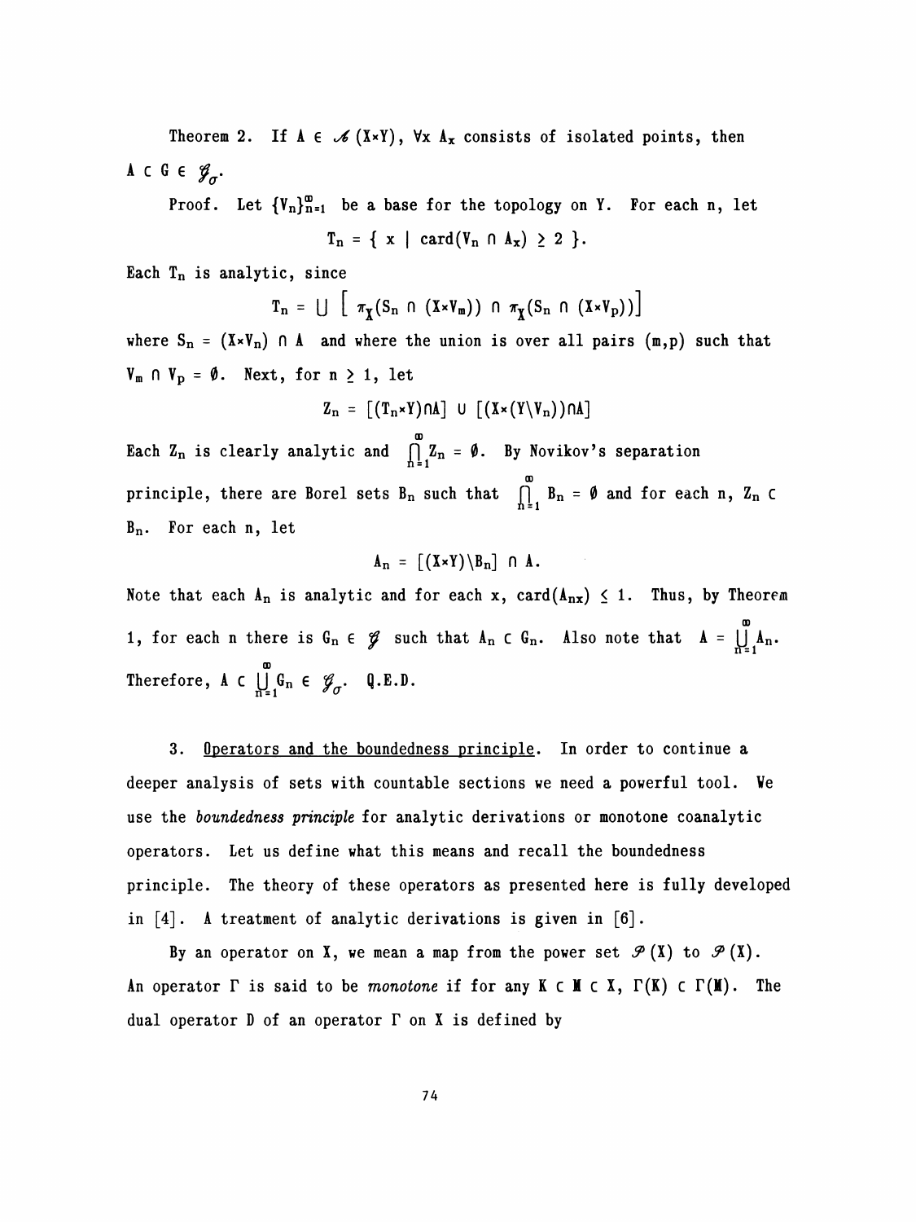Theorem 2. If $A \in \mathscr{A}(X\times Y)$, $\forall x$ $A_x$ consists of isolated points, then $A \subset G \in \mathscr{G}_\sigma$.

Proof. Let $\{V_n\}_{n=1}^{\infty}$ be a base for the topology on Y. For each n, let

$$T_n = \{ x \mid \text{card}(V_n \cap A_x) \geq 2 \}.$$

Each $T_n$ is analytic, since

$$T_n = \bigcup \left[ \pi_X(S_n \cap (X\times V_m)) \cap \pi_X(S_n \cap (X\times V_p))\right]$$

where $S_n = (X\times V_n) \cap A$ and where the union is over all pairs (m,p) such that $V_m \cap V_p = \emptyset$. Next, for $n \geq 1$, let

$$Z_n = [(T_n\times Y)\cap A] \cup [(X\times (Y\setminus V_n))\cap A]$$

Each $Z_n$ is clearly analytic and $\bigcap_{n=1}^{\infty} Z_n = \emptyset$. By Novikov's separation principle, there are Borel sets $B_n$ such that $\bigcap_{n=1}^{\infty} B_n = \emptyset$ and for each n, $Z_n \subset B_n$. For each n, let

$$A_n = [(X\times Y)\setminus B_n] \cap A.$$

Note that each $A_n$ is analytic and for each x, $\text{card}(A_{nx}) \leq 1$. Thus, by Theorem 1, for each n there is $G_n \in \mathscr{G}$ such that $A_n \subset G_n$. Also note that $A = \bigcup_{n=1}^{\infty} A_n$. Therefore, $A \subset \bigcup_{n=1}^{\infty} G_n \in \mathscr{G}_\sigma$. Q.E.D.

3. <u>Operators and the boundedness principle</u>. In order to continue a deeper analysis of sets with countable sections we need a powerful tool. We use the *boundedness principle* for analytic derivations or monotone coanalytic operators. Let us define what this means and recall the boundedness principle. The theory of these operators as presented here is fully developed in [4]. A treatment of analytic derivations is given in [6].

By an operator on X, we mean a map from the power set $\mathscr{P}(X)$ to $\mathscr{P}(X)$. An operator $\Gamma$ is said to be *monotone* if for any $K \subset M \subset X$, $\Gamma(K) \subset \Gamma(M)$. The dual operator D of an operator $\Gamma$ on X is defined by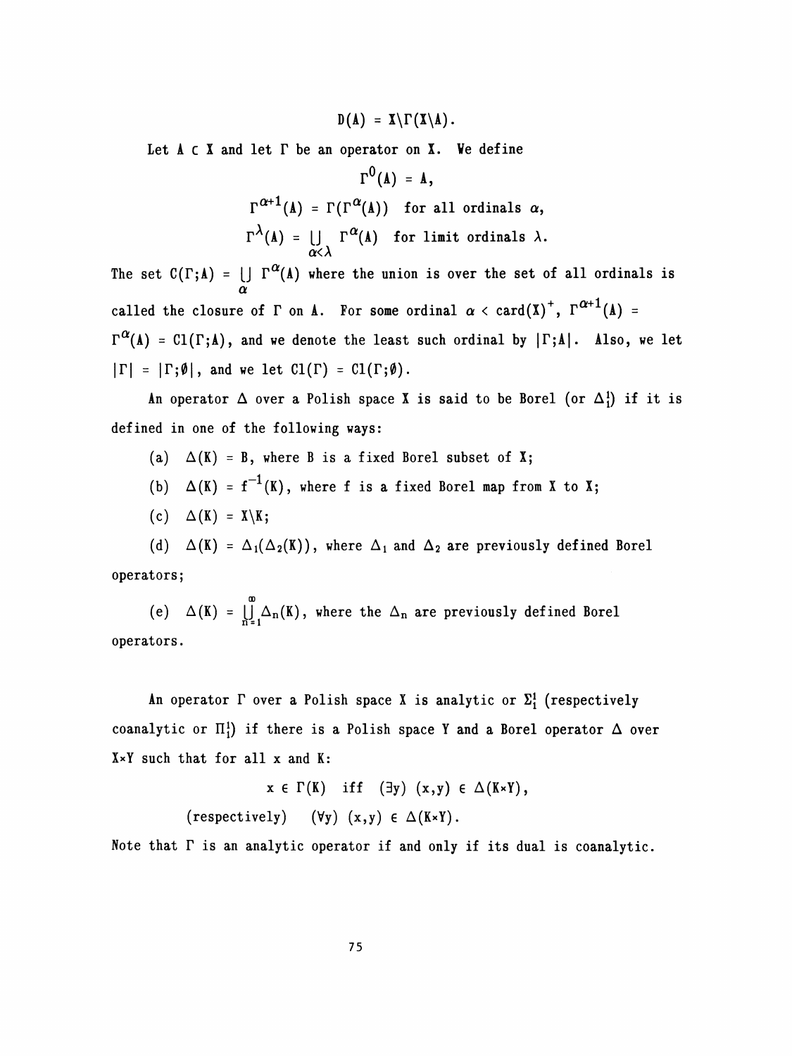$$D(A) = X\setminus\Gamma(X\setminus A).$$

Let $A \subset X$ and let $\Gamma$ be an operator on $X$. We define

$$\Gamma^0(A) = A,$$

$$\Gamma^{\alpha+1}(A) = \Gamma(\Gamma^{\alpha}(A)) \quad \text{for all ordinals } \alpha,$$

$$\Gamma^{\lambda}(A) = \bigcup_{\alpha<\lambda} \Gamma^{\alpha}(A) \quad \text{for limit ordinals } \lambda.$$

The set $C(\Gamma;A) = \bigcup_{\alpha} \Gamma^{\alpha}(A)$ where the union is over the set of all ordinals is called the closure of $\Gamma$ on $A$. For some ordinal $\alpha < \text{card}(X)^+$, $\Gamma^{\alpha+1}(A) = \Gamma^{\alpha}(A) = \text{Cl}(\Gamma;A)$, and we denote the least such ordinal by $|\Gamma;A|$. Also, we let $|\Gamma| = |\Gamma;\emptyset|$, and we let $\text{Cl}(\Gamma) = \text{Cl}(\Gamma;\emptyset)$.

An operator $\Delta$ over a Polish space $X$ is said to be Borel (or $\Delta_1^1$) if it is defined in one of the following ways:

(a) $\Delta(K) = B$, where $B$ is a fixed Borel subset of $X$;

(b) $\Delta(K) = f^{-1}(K)$, where $f$ is a fixed Borel map from $X$ to $X$;

(c) $\Delta(K) = X\setminus K$;

(d) $\Delta(K) = \Delta_1(\Delta_2(K))$, where $\Delta_1$ and $\Delta_2$ are previously defined Borel operators;

(e) $\Delta(K) = \bigcup_{n=1}^{\infty}\Delta_n(K)$, where the $\Delta_n$ are previously defined Borel operators.

An operator $\Gamma$ over a Polish space $X$ is analytic or $\Sigma_1^1$ (respectively coanalytic or $\Pi_1^1$) if there is a Polish space $Y$ and a Borel operator $\Delta$ over $X\times Y$ such that for all $x$ and $K$:

$$x \in \Gamma(K) \quad \text{iff} \quad (\exists y)\ (x,y) \in \Delta(K\times Y),$$

$$\text{(respectively)} \quad (\forall y)\ (x,y) \in \Delta(K\times Y).$$

Note that $\Gamma$ is an analytic operator if and only if its dual is coanalytic.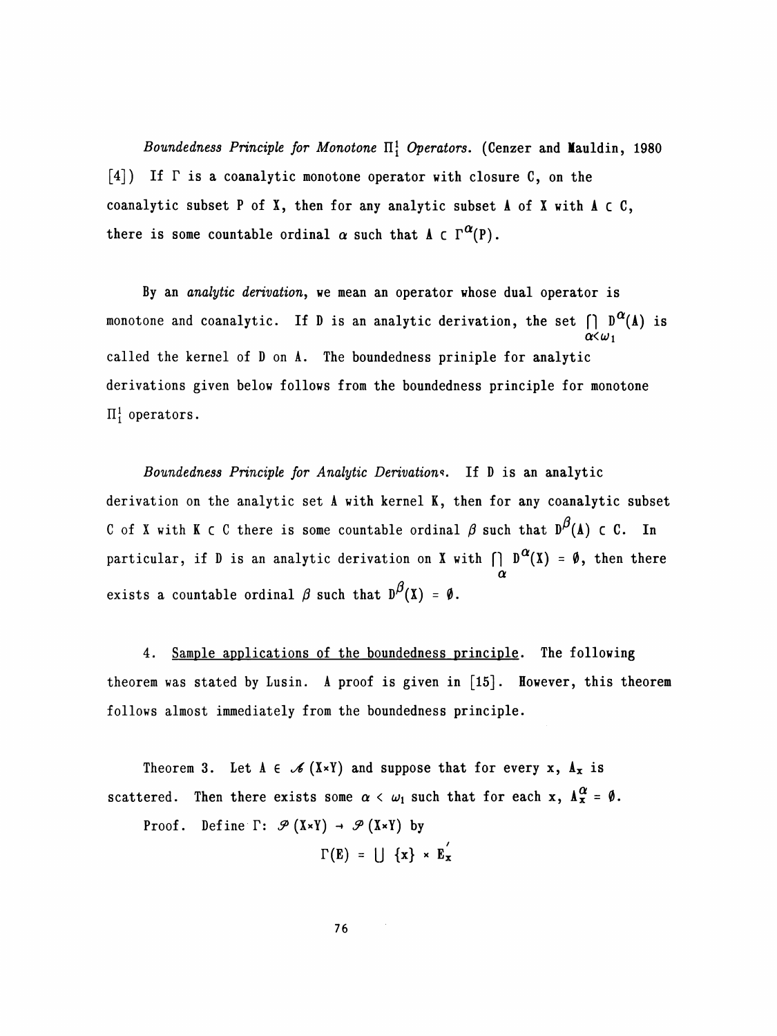*Boundedness Principle for Monotone $\Pi^1_1$ Operators.* (Cenzer and Mauldin, 1980 [4]) If $\Gamma$ is a coanalytic monotone operator with closure C, on the coanalytic subset P of X, then for any analytic subset A of X with $A \subset C$, there is some countable ordinal $\alpha$ such that $A \subset \Gamma^\alpha(P)$.

By an *analytic derivation*, we mean an operator whose dual operator is monotone and coanalytic. If D is an analytic derivation, the set $\bigcap_{\alpha<\omega_1} D^\alpha(A)$ is called the kernel of D on A. The boundedness priniple for analytic derivations given below follows from the boundedness principle for monotone $\Pi^1_1$ operators.

*Boundedness Principle for Analytic Derivations.* If D is an analytic derivation on the analytic set A with kernel K, then for any coanalytic subset C of X with $K \subset C$ there is some countable ordinal $\beta$ such that $D^\beta(A) \subset C$. In particular, if D is an analytic derivation on X with $\bigcap_\alpha D^\alpha(X) = \emptyset$, then there exists a countable ordinal $\beta$ such that $D^\beta(X) = \emptyset$.

4. <u>Sample applications of the boundedness principle</u>. The following theorem was stated by Lusin. A proof is given in [15]. However, this theorem follows almost immediately from the boundedness principle.

Theorem 3. Let $A \in \mathscr{A}(X\times Y)$ and suppose that for every x, $A_x$ is scattered. Then there exists some $\alpha < \omega_1$ such that for each x, $A^\alpha_x = \emptyset$.

Proof. Define $\Gamma$: $\mathscr{P}(X\times Y) \to \mathscr{P}(X\times Y)$ by

$$\Gamma(E) = \bigcup \{x\} \times E'_x$$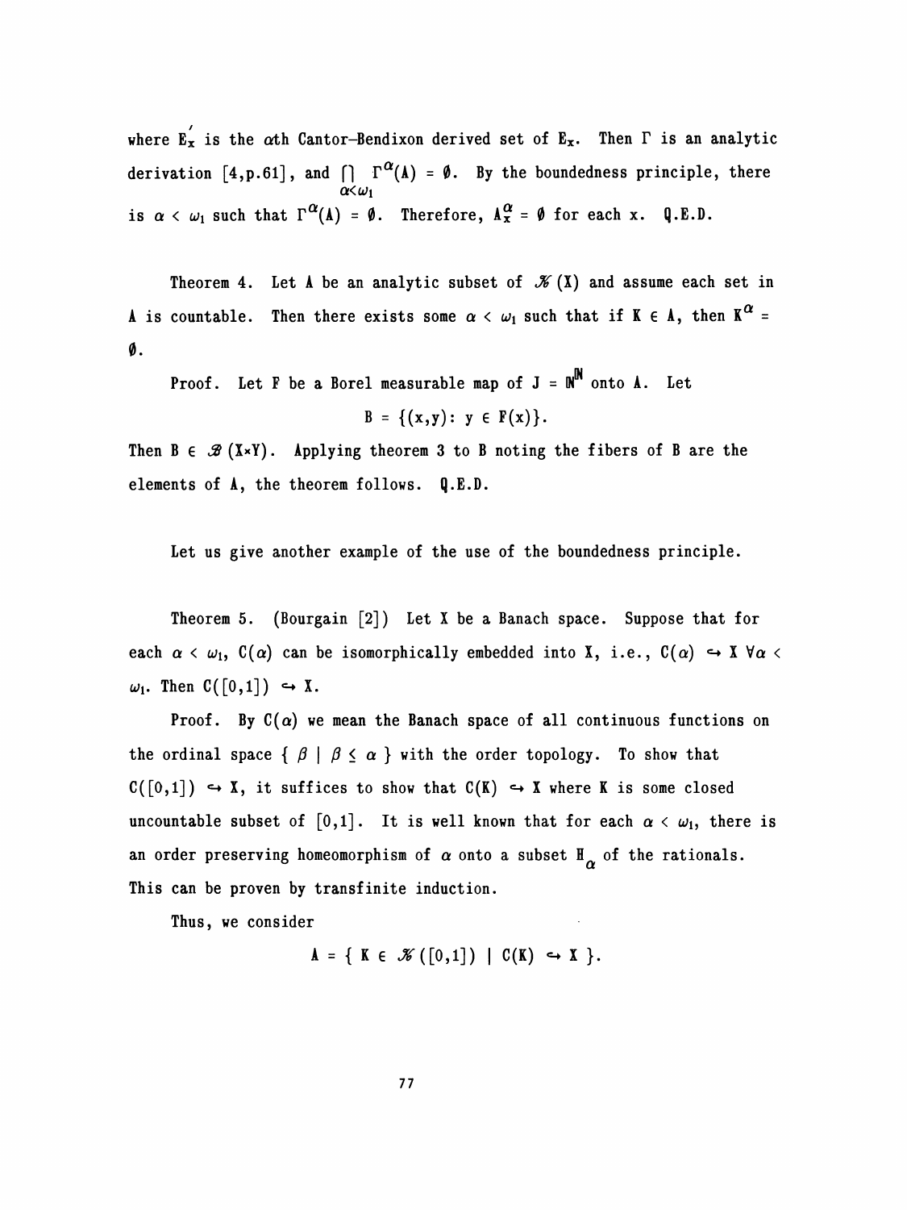where $E_x^{'}$ is the $\alpha$th Cantor–Bendixon derived set of $E_x$. Then $\Gamma$ is an analytic derivation [4,p.61], and $\bigcap_{\alpha<\omega_1} \Gamma^{\alpha}(A) = \emptyset$. By the boundedness principle, there is $\alpha < \omega_1$ such that $\Gamma^{\alpha}(A) = \emptyset$. Therefore, $A_x^{\alpha} = \emptyset$ for each x. Q.E.D.

Theorem 4. Let A be an analytic subset of $\mathscr{K}(X)$ and assume each set in A is countable. Then there exists some $\alpha < \omega_1$ such that if $K \in A$, then $K^{\alpha} = \emptyset$.

Proof. Let F be a Borel measurable map of $J = \mathbb{N}^{\mathbb{N}}$ onto A. Let

$$B = \{(x,y)\colon y \in F(x)\}.$$

Then $B \in \mathscr{B}(X \times Y)$. Applying theorem 3 to B noting the fibers of B are the elements of A, the theorem follows. Q.E.D.

Let us give another example of the use of the boundedness principle.

Theorem 5. (Bourgain [2]) Let X be a Banach space. Suppose that for each $\alpha < \omega_1$, $C(\alpha)$ can be isomorphically embedded into X, i.e., $C(\alpha) \hookrightarrow X \ \forall \alpha < \omega_1$. Then $C([0,1]) \hookrightarrow X$.

Proof. By $C(\alpha)$ we mean the Banach space of all continuous functions on the ordinal space $\{ \beta \mid \beta \leq \alpha \}$ with the order topology. To show that $C([0,1]) \hookrightarrow X$, it suffices to show that $C(K) \hookrightarrow X$ where K is some closed uncountable subset of $[0,1]$. It is well known that for each $\alpha < \omega_1$, there is an order preserving homeomorphism of $\alpha$ onto a subset $H_{\alpha}$ of the rationals. This can be proven by transfinite induction.

Thus, we consider

$$A = \{ K \in \mathscr{K}([0,1]) \mid C(K) \hookrightarrow X \}.$$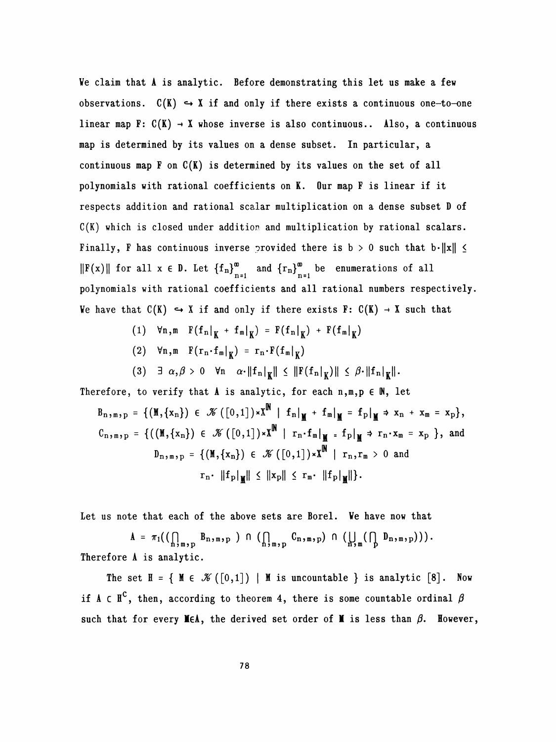We claim that A is analytic. Before demonstrating this let us make a few observations. $C(K) \hookrightarrow X$ if and only if there exists a continuous one-to-one linear map $F: C(K) \to X$ whose inverse is also continuous.. Also, a continuous map is determined by its values on a dense subset. In particular, a continuous map F on $C(K)$ is determined by its values on the set of all polynomials with rational coefficients on K. Our map F is linear if it respects addition and rational scalar multiplication on a dense subset D of $C(K)$ which is closed under addition and multiplication by rational scalars. Finally, F has continuous inverse provided there is $b > 0$ such that $b \cdot \|x\| \leq \|F(x)\|$ for all $x \in D$. Let $\{f_n\}_{n=1}^{\infty}$ and $\{r_n\}_{n=1}^{\infty}$ be enumerations of all polynomials with rational coefficients and all rational numbers respectively. We have that $C(K) \hookrightarrow X$ if and only if there exists $F: C(K) \to X$ such that

$$(1) \quad \forall n,m \quad F(f_n|_K + f_m|_K) = F(f_n|_K) + F(f_m|_K)$$

$$(2) \quad \forall n,m \quad F(r_n \cdot f_m|_K) = r_n \cdot F(f_m|_K)$$

$$(3) \quad \exists\ \alpha, \beta > 0 \quad \forall n \quad \alpha \cdot \|f_n|_K\| \leq \|F(f_n|_K)\| \leq \beta \cdot \|f_n|_K\|.$$

Therefore, to verify that A is analytic, for each $n,m,p \in \mathbb{N}$, let

$$B_{n,m,p} = \{(M,\{x_n\}) \in \mathscr{K}([0,1]) \times X^{\mathbb{N}} \mid f_n|_M + f_m|_M = f_p|_M \Rightarrow x_n + x_m = x_p\},$$

$$C_{n,m,p} = \{((M,\{x_n\}) \in \mathscr{K}([0,1]) \times X^{\mathbb{N}} \mid r_n \cdot f_m|_M = f_p|_M \Rightarrow r_n \cdot x_m = x_p\}, \text{ and}$$

$$D_{n,m,p} = \{(M,\{x_n\}) \in \mathscr{K}([0,1]) \times X^{\mathbb{N}} \mid r_n, r_m > 0 \text{ and } r_n \cdot \|f_p|_M\| \leq \|x_p\| \leq r_m \cdot \|f_p|_M\|\}.$$

Let us note that each of the above sets are Borel. We have now that

$$A = \pi_1((\bigcap_{n,m,p} B_{n,m,p}) \cap (\bigcap_{n,m,p} C_{n,m,p}) \cap (\bigcup_{n,m}(\bigcap_p D_{n,m,p}))).$$

Therefore A is analytic.

The set $H = \{ M \in \mathscr{K}([0,1]) \mid M \text{ is uncountable} \}$ is analytic [8]. Now if $A \subset H^C$, then, according to theorem 4, there is some countable ordinal $\beta$ such that for every $M \in A$, the derived set order of M is less than $\beta$. However,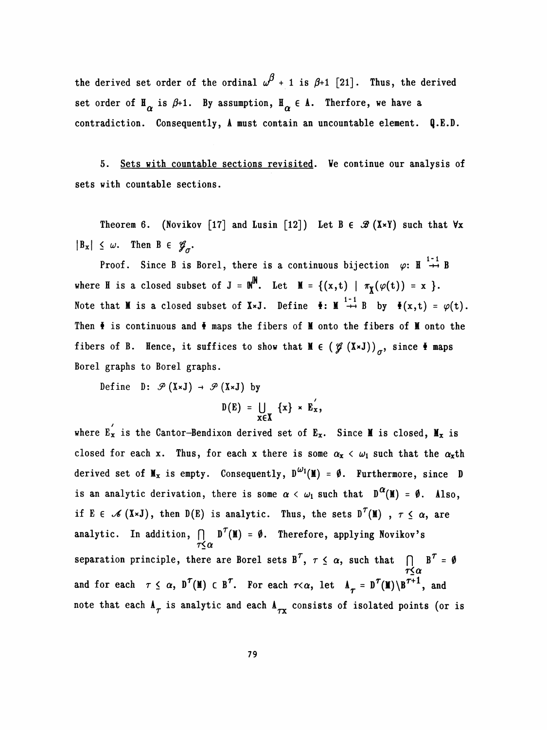the derived set order of the ordinal $\omega^{\beta} + 1$ is $\beta$+1 [21]. Thus, the derived set order of $H_{\alpha}$ is $\beta$+1. By assumption, $H_{\alpha} \in A$. Therfore, we have a contradiction. Consequently, A must contain an uncountable element. Q.E.D.

5. Sets with countable sections revisited. We continue our analysis of sets with countable sections.

Theorem 6. (Novikov [17] and Lusin [12]) Let $B \in \mathscr{B}(X \times Y)$ such that $\forall x$ $|B_x| \leq \omega$. Then $B \in \mathscr{G}_{\sigma}$.

Proof. Since B is Borel, there is a continuous bijection $\varphi: H \overset{1-1}{\twoheadrightarrow} B$ where H is a closed subset of $J = \mathbb{N}^{\mathbb{N}}$. Let $M = \{(x,t) \mid \pi_X(\varphi(t)) = x\}$. Note that M is a closed subset of $X \times J$. Define $\Phi: M \overset{1-1}{\twoheadrightarrow} B$ by $\Phi(x,t) = \varphi(t)$. Then $\Phi$ is continuous and $\Phi$ maps the fibers of M onto the fibers of M onto the fibers of B. Hence, it suffices to show that $M \in (\mathscr{G}(X \times J))_{\sigma}$, since $\Phi$ maps Borel graphs to Borel graphs.

Define $D: \mathscr{P}(X \times J) \to \mathscr{P}(X \times J)$ by

$$D(E) = \bigcup_{x \in X} \{x\} \times E_x',$$

where $E_x'$ is the Cantor-Bendixon derived set of $E_x$. Since M is closed, $M_x$ is closed for each x. Thus, for each x there is some $\alpha_x < \omega_1$ such that the $\alpha_x$th derived set of $M_x$ is empty. Consequently, $D^{\omega_1}(M) = \emptyset$. Furthermore, since D is an analytic derivation, there is some $\alpha < \omega_1$ such that $D^{\alpha}(M) = \emptyset$. Also, if $E \in \mathscr{A}(X \times J)$, then D(E) is analytic. Thus, the sets $D^{\tau}(M)$, $\tau \leq \alpha$, are analytic. In addition, $\bigcap_{\tau \leq \alpha} D^{\tau}(M) = \emptyset$. Therefore, applying Novikov's separation principle, there are Borel sets $B^{\tau}$, $\tau \leq \alpha$, such that $\bigcap_{\tau \leq \alpha} B^{\tau} = \emptyset$ and for each $\tau \leq \alpha$, $D^{\tau}(M) \subset B^{\tau}$. For each $\tau < \alpha$, let $A_{\tau} = D^{\tau}(M) \setminus B^{\tau+1}$, and note that each $A_{\tau}$ is analytic and each $A_{\tau x}$ consists of isolated points (or is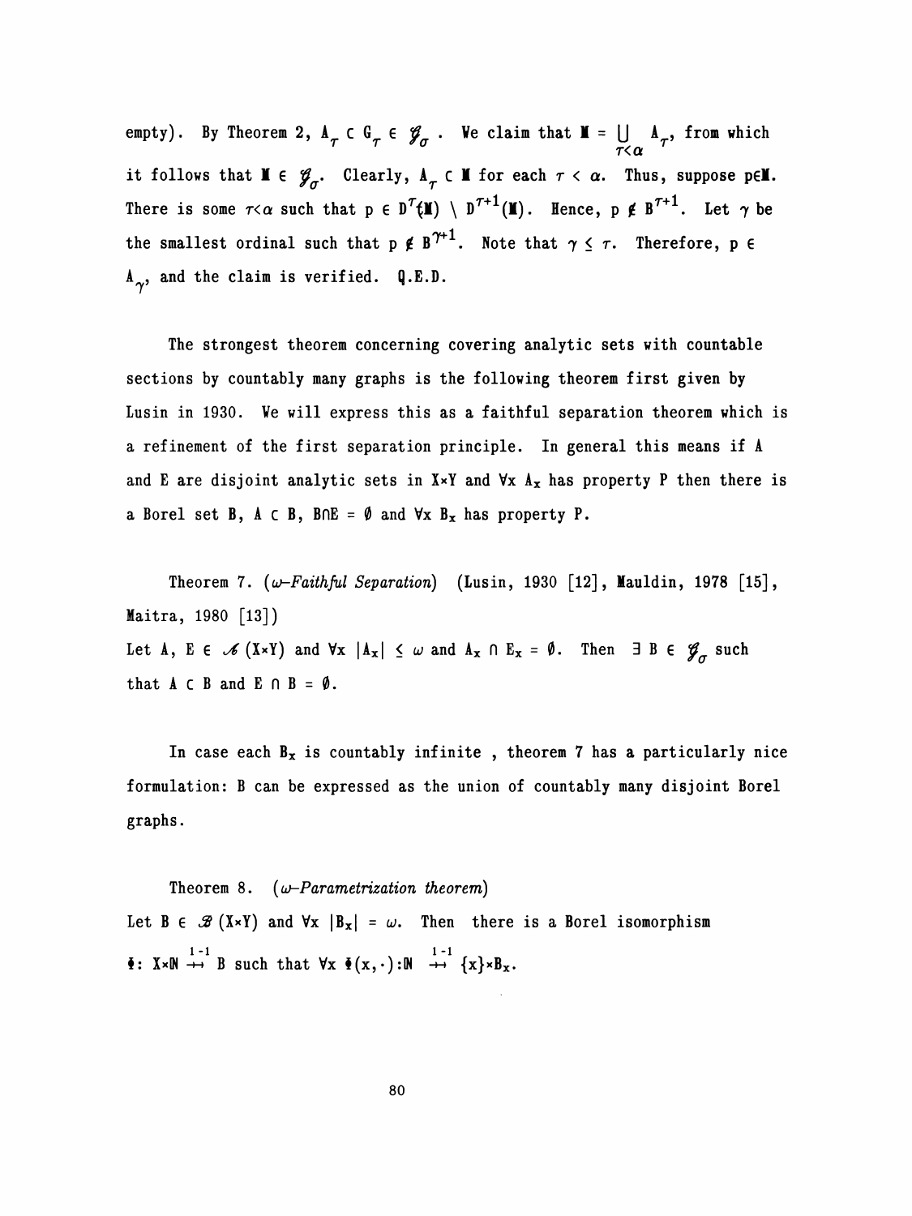empty). By Theorem 2, $A_\tau \subset G_\tau \in \mathcal{G}_\sigma$. We claim that $M = \bigcup_{\tau<\alpha} A_\tau$, from which it follows that $M \in \mathcal{G}_\sigma$. Clearly, $A_\tau \subset M$ for each $\tau < \alpha$. Thus, suppose $p \in M$. There is some $\tau<\alpha$ such that $p \in D^\tau(M) \setminus D^{\tau+1}(M)$. Hence, $p \notin B^{\tau+1}$. Let $\gamma$ be the smallest ordinal such that $p \notin B^{\gamma+1}$. Note that $\gamma \leq \tau$. Therefore, $p \in A_\gamma$, and the claim is verified. Q.E.D.

The strongest theorem concerning covering analytic sets with countable sections by countably many graphs is the following theorem first given by Lusin in 1930. We will express this as a faithful separation theorem which is a refinement of the first separation principle. In general this means if A and E are disjoint analytic sets in $X \times Y$ and $\forall x$ $A_x$ has property P then there is a Borel set B, $A \subset B$, $B \cap E = \emptyset$ and $\forall x$ $B_x$ has property P.

Theorem 7. (*ω-Faithful Separation*) (Lusin, 1930 [12], Mauldin, 1978 [15], Maitra, 1980 [13])
Let $A, E \in \mathcal{A}(X \times Y)$ and $\forall x$ $|A_x| \leq \omega$ and $A_x \cap E_x = \emptyset$. Then $\exists$ $B \in \mathcal{G}_\sigma$ such that $A \subset B$ and $E \cap B = \emptyset$.

In case each $B_x$ is countably infinite , theorem 7 has a particularly nice formulation: B can be expressed as the union of countably many disjoint Borel graphs.

Theorem 8. (*ω-Parametrization theorem*)
Let $B \in \mathcal{B}(X \times Y)$ and $\forall x$ $|B_x| = \omega$. Then there is a Borel isomorphism $\Phi: X \times \mathbb{N} \overset{1-1}{\twoheadrightarrow} B$ such that $\forall x$ $\Phi(x,\cdot): \mathbb{N} \overset{1-1}{\twoheadrightarrow} \{x\} \times B_x$.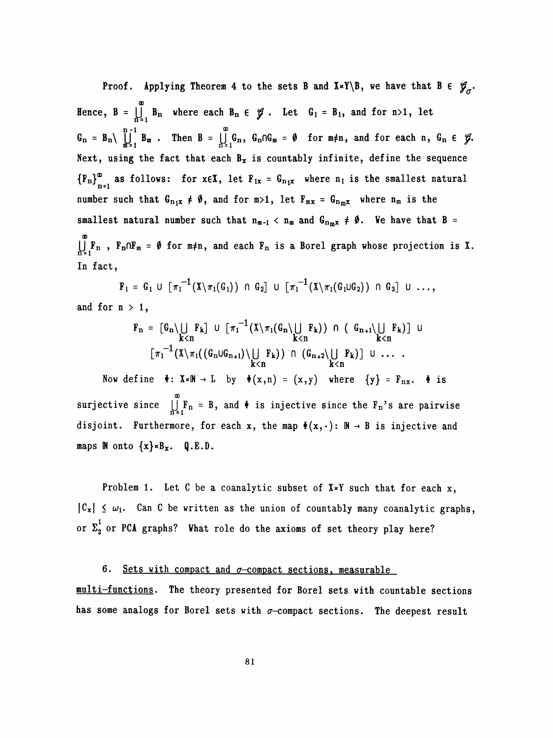Proof. Applying Theorem 4 to the sets B and $X\times Y\setminus B$, we have that $B \in \mathcal{G}_\sigma$. Hence, $B = \bigcup_{n=1}^{\infty} B_n$ where each $B_n \in \mathcal{G}$. Let $G_1 = B_1$, and for $n>1$, let $G_n = B_n \setminus \bigcup_{m=1}^{n-1} B_m$. Then $B = \bigcup_{n=1}^{\infty} G_n$, $G_n \cap G_m = \emptyset$ for $m \neq n$, and for each n, $G_n \in \mathcal{G}$. Next, using the fact that each $B_x$ is countably infinite, define the sequence $\{F_n\}_{n=1}^{\infty}$ as follows: for $x \in X$, let $F_{1x} = G_{n_1 x}$ where $n_1$ is the smallest natural number such that $G_{n_1 x} \neq \emptyset$, and for $m>1$, let $F_{mx} = G_{n_m x}$ where $n_m$ is the smallest natural number such that $n_{m-1} < n_m$ and $G_{n_m x} \neq \emptyset$. We have that $B = \bigcup_{n=1}^{\infty} F_n$, $F_n \cap F_m = \emptyset$ for $m \neq n$, and each $F_n$ is a Borel graph whose projection is X. In fact,

$$F_1 = G_1 \cup [\pi_1^{-1}(X\setminus \pi_1(G_1)) \cap G_2] \cup [\pi_1^{-1}(X\setminus \pi_1(G_1 \cup G_2)) \cap G_3] \cup \ldots,$$

and for $n > 1$,

$$F_n = [G_n \setminus \bigcup_{k<n} F_k] \cup [\pi_1^{-1}(X\setminus \pi_1(G_n \setminus \bigcup_{k<n} F_k)) \cap (G_{n+1} \setminus \bigcup_{k<n} F_k)] \cup$$
$$[\pi_1^{-1}(X\setminus \pi_1((G_n \cup G_{n+1}) \setminus \bigcup_{k<n} F_k)) \cap (G_{n+2} \setminus \bigcup_{k<n} F_k)] \cup \ldots .$$

Now define $\Phi: X\times\mathbb{N} \to L$ by $\Phi(x,n) = (x,y)$ where $\{y\} = F_{nx}$. $\Phi$ is surjective since $\bigcup_{n=1}^{\infty} F_n = B$, and $\Phi$ is injective since the $F_n$'s are pairwise disjoint. Furthermore, for each x, the map $\Phi(x,\cdot): \mathbb{N} \to B$ is injective and maps $\mathbb{N}$ onto $\{x\}\times B_x$. Q.E.D.

Problem 1. Let C be a coanalytic subset of $X\times Y$ such that for each x, $|C_x| \leq \omega_1$. Can C be written as the union of countably many coanalytic graphs, or $\Sigma_2^1$ or PCA graphs? What role do the axioms of set theory play here?

## 6. Sets with compact and $\sigma$-compact sections, measurable multi-functions.

The theory presented for Borel sets with countable sections has some analogs for Borel sets with $\sigma$-compact sections. The deepest result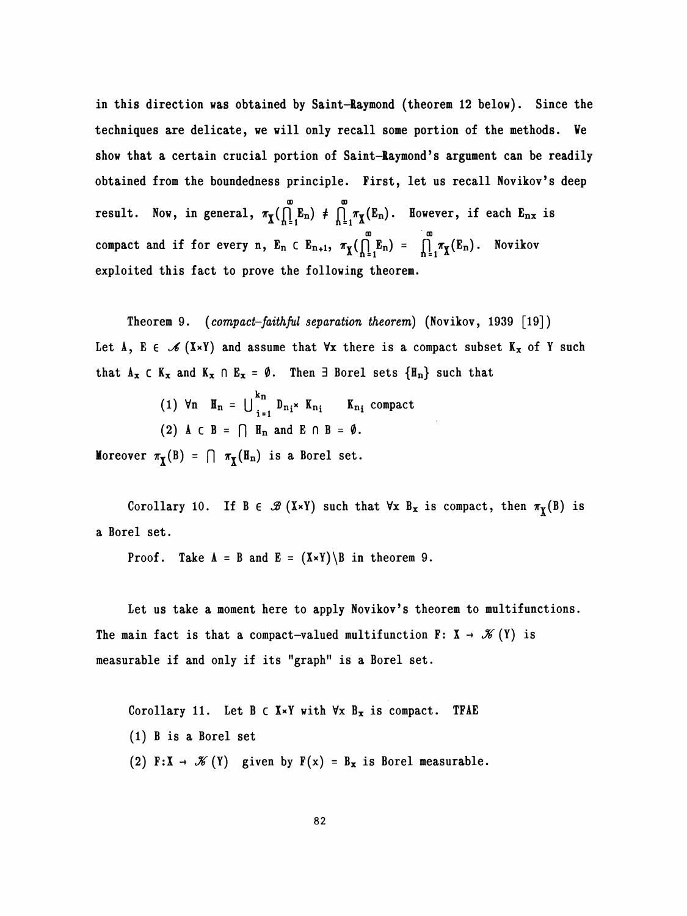in this direction was obtained by Saint-Raymond (theorem 12 below). Since the techniques are delicate, we will only recall some portion of the methods. We show that a certain crucial portion of Saint-Raymond's argument can be readily obtained from the boundedness principle. First, let us recall Novikov's deep result. Now, in general, $\pi_X(\bigcap_{n=1}^{\infty} E_n) \neq \bigcap_{n=1}^{\infty} \pi_X(E_n)$. However, if each $E_{nx}$ is compact and if for every n, $E_n \subset E_{n+1}$, $\pi_X(\bigcap_{n=1}^{\infty} E_n) = \bigcap_{n=1}^{\infty} \pi_X(E_n)$. Novikov exploited this fact to prove the following theorem.

Theorem 9. (*compact-faithful separation theorem*) (Novikov, 1939 [19]) Let A, E $\in \mathscr{A}(X{\times}Y)$ and assume that $\forall x$ there is a compact subset $K_x$ of Y such that $A_x \subset K_x$ and $K_x \cap E_x = \emptyset$. Then $\exists$ Borel sets $\{H_n\}$ such that

(1) $\forall n \quad H_n = \bigcup_{i=1}^{k_n} D_{n_i} \times K_{n_i} \qquad K_{n_i}$ compact

(2) $A \subset B = \bigcap H_n$ and $E \cap B = \emptyset$.

Moreover $\pi_X(B) = \bigcap \pi_X(H_n)$ is a Borel set.

Corollary 10. If $B \in \mathscr{B}(X{\times}Y)$ such that $\forall x$ $B_x$ is compact, then $\pi_X(B)$ is a Borel set.

Proof. Take $A = B$ and $E = (X{\times}Y)\backslash B$ in theorem 9.

Let us take a moment here to apply Novikov's theorem to multifunctions. The main fact is that a compact-valued multifunction $F\colon X \to \mathscr{K}(Y)$ is measurable if and only if its "graph" is a Borel set.

Corollary 11. Let $B \subset X{\times}Y$ with $\forall x$ $B_x$ is compact. TFAE

(1) B is a Borel set

(2) $F\colon X \to \mathscr{K}(Y)$ given by $F(x) = B_x$ is Borel measurable.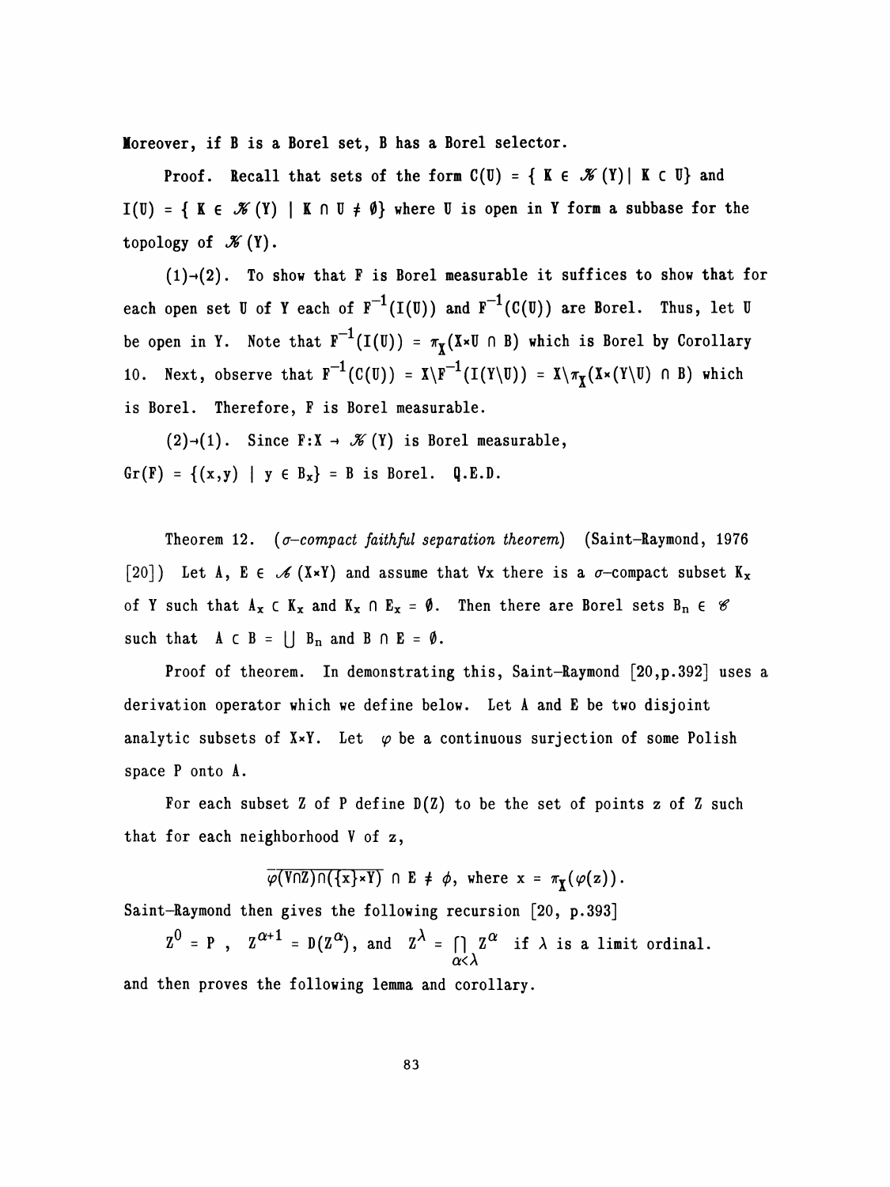Moreover, if B is a Borel set, B has a Borel selector.

Proof. Recall that sets of the form $C(U) = \{ K \in \mathscr{K}(Y) \mid K \subset U\}$ and $I(U) = \{ K \in \mathscr{K}(Y) \mid K \cap U \neq \emptyset\}$ where U is open in Y form a subbase for the topology of $\mathscr{K}(Y)$.

(1)→(2). To show that F is Borel measurable it suffices to show that for each open set U of Y each of $F^{-1}(I(U))$ and $F^{-1}(C(U))$ are Borel. Thus, let U be open in Y. Note that $F^{-1}(I(U)) = \pi_X(X \times U \cap B)$ which is Borel by Corollary 10. Next, observe that $F^{-1}(C(U)) = X \setminus F^{-1}(I(Y \setminus U)) = X \setminus \pi_X(X \times (Y \setminus U) \cap B)$ which is Borel. Therefore, F is Borel measurable.

(2)→(1). Since $F: X \to \mathscr{K}(Y)$ is Borel measurable, $Gr(F) = \{(x,y) \mid y \in B_x\} = B$ is Borel. Q.E.D.

Theorem 12. (*σ-compact faithful separation theorem*) (Saint-Raymond, 1976 [20]) Let A, $E \in \mathscr{A}(X \times Y)$ and assume that $\forall x$ there is a σ-compact subset $K_x$ of Y such that $A_x \subset K_x$ and $K_x \cap E_x = \emptyset$. Then there are Borel sets $B_n \in \mathscr{C}$ such that $A \subset B = \bigcup B_n$ and $B \cap E = \emptyset$.

Proof of theorem. In demonstrating this, Saint-Raymond [20,p.392] uses a derivation operator which we define below. Let A and E be two disjoint analytic subsets of $X \times Y$. Let $\varphi$ be a continuous surjection of some Polish space P onto A.

For each subset Z of P define D(Z) to be the set of points z of Z such that for each neighborhood V of z,

$$\overline{\varphi(V \cap Z) \cap (\{x\} \times Y)} \cap E \neq \phi, \text{ where } x = \pi_X(\varphi(z)).$$

Saint-Raymond then gives the following recursion [20, p.393]

$$Z^0 = P \ , \quad Z^{\alpha+1} = D(Z^\alpha), \text{ and } \quad Z^\lambda = \bigcap_{\alpha<\lambda} Z^\alpha \quad \text{if } \lambda \text{ is a limit ordinal.}$$

and then proves the following lemma and corollary.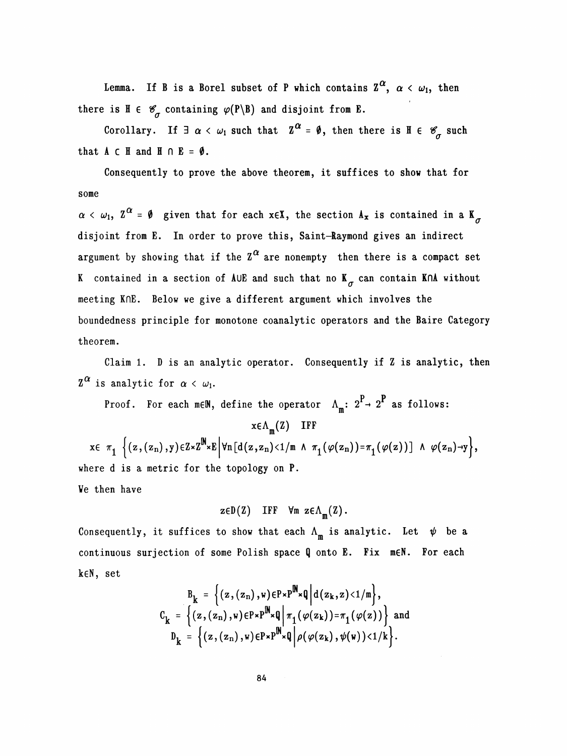Lemma. If B is a Borel subset of P which contains $Z^{\alpha}$, $\alpha < \omega_1$, then there is $H \in \mathscr{K}_{\sigma}$ containing $\varphi(P\backslash B)$ and disjoint from E.

Corollary. If $\exists\ \alpha < \omega_1$ such that $Z^{\alpha} = \emptyset$, then there is $H \in \mathscr{K}_{\sigma}$ such that $A \subset H$ and $H \cap E = \emptyset$.

Consequently to prove the above theorem, it suffices to show that for some $\alpha < \omega_1$, $Z^{\alpha} = \emptyset$ given that for each $x \in X$, the section $A_x$ is contained in a $K_{\sigma}$ disjoint from E. In order to prove this, Saint-Raymond gives an indirect argument by showing that if the $Z^{\alpha}$ are nonempty then there is a compact set K contained in a section of $A \cup E$ and such that no $K_{\sigma}$ can contain $K \cap A$ without meeting $K \cap E$. Below we give a different argument which involves the boundedness principle for monotone coanalytic operators and the Baire Category theorem.

Claim 1. D is an analytic operator. Consequently if Z is analytic, then $Z^{\alpha}$ is analytic for $\alpha < \omega_1$.

Proof. For each $m \in \mathbb{N}$, define the operator $\Lambda_m : 2^P \to 2^P$ as follows:

$$x \in \Lambda_m(Z) \quad \text{IFF}$$

$$x \in \pi_1 \left\{ (z,(z_n),y) \in Z \times Z^{\mathbb{N}} \times E \,\middle|\, \forall n [d(z,z_n) < 1/m \ \wedge\ \pi_1(\varphi(z_n)) = \pi_1(\varphi(z))] \ \wedge\ \varphi(z_n) \to y \right\},$$

where d is a metric for the topology on P.

We then have

$$z \in D(Z) \quad \text{IFF} \quad \forall m\ z \in \Lambda_m(Z).$$

Consequently, it suffices to show that each $\Lambda_m$ is analytic. Let $\psi$ be a continuous surjection of some Polish space Q onto E. Fix $m \in \mathbb{N}$. For each $k \in \mathbb{N}$, set

$$B_k = \left\{ (z,(z_n),w) \in P \times P^{\mathbb{N}} \times Q \,\middle|\, d(z_k,z) < 1/m \right\},$$

$$C_k = \left\{ (z,(z_n),w) \in P \times P^{\mathbb{N}} \times Q \,\middle|\, \pi_1(\varphi(z_k)) = \pi_1(\varphi(z)) \right\} \text{ and}$$

$$D_k = \left\{ (z,(z_n),w) \in P \times P^{\mathbb{N}} \times Q \,\middle|\, \rho(\varphi(z_k),\psi(w)) < 1/k \right\}.$$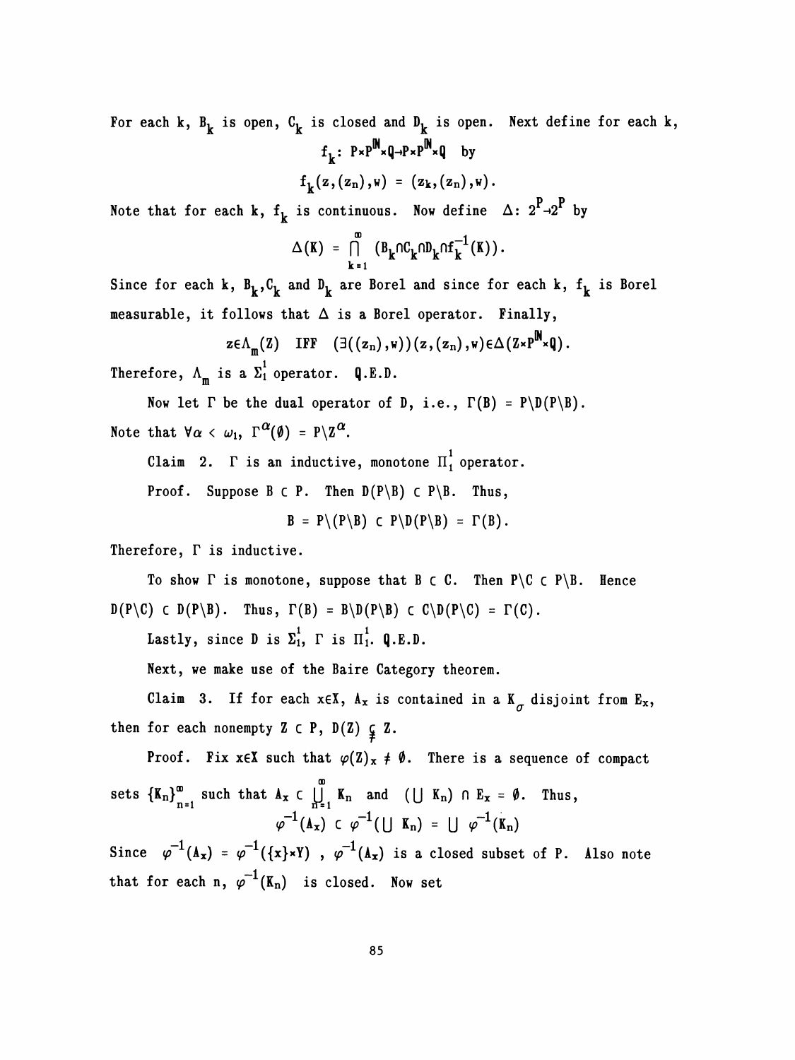For each k, $B_k$ is open, $C_k$ is closed and $D_k$ is open. Next define for each k,

$$f_k: P\times P^{\mathbb{N}}\times Q \to P\times P^{\mathbb{N}}\times Q \quad \text{by}$$

$$f_k(z,(z_n),w) = (z_k,(z_n),w).$$

Note that for each k, $f_k$ is continuous. Now define $\Delta: 2^P \to 2^P$ by

$$\Delta(K) = \bigcap_{k=1}^{\infty} (B_k \cap C_k \cap D_k \cap f_k^{-1}(K)).$$

Since for each k, $B_k, C_k$ and $D_k$ are Borel and since for each k, $f_k$ is Borel measurable, it follows that $\Delta$ is a Borel operator. Finally,

$$z\in\Lambda_m(Z) \quad \text{IFF} \quad (\exists((z_n),w))(z,(z_n),w)\in\Delta(Z\times P^{\mathbb{N}}\times Q).$$

Therefore, $\Lambda_m$ is a $\Sigma_1^1$ operator. Q.E.D.

Now let $\Gamma$ be the dual operator of D, i.e., $\Gamma(B) = P\backslash D(P\backslash B)$. Note that $\forall\alpha < \omega_1$, $\Gamma^{\alpha}(\emptyset) = P\backslash Z^{\alpha}$.

Claim 2. $\Gamma$ is an inductive, monotone $\Pi_1^1$ operator.

Proof. Suppose $B \subset P$. Then $D(P\backslash B) \subset P\backslash B$. Thus,

$$B = P\backslash(P\backslash B) \subset P\backslash D(P\backslash B) = \Gamma(B).$$

Therefore, $\Gamma$ is inductive.

To show $\Gamma$ is monotone, suppose that $B \subset C$. Then $P\backslash C \subset P\backslash B$. Hence $D(P\backslash C) \subset D(P\backslash B)$. Thus, $\Gamma(B) = B\backslash D(P\backslash B) \subset C\backslash D(P\backslash C) = \Gamma(C)$.

Lastly, since D is $\Sigma_1^1$, $\Gamma$ is $\Pi_1^1$. Q.E.D.

Next, we make use of the Baire Category theorem.

Claim 3. If for each $x\in X$, $A_x$ is contained in a $K_\sigma$ disjoint from $E_x$, then for each nonempty $Z \subset P$, $D(Z) \subsetneq Z$.

Proof. Fix $x\in X$ such that $\varphi(Z)_x \neq \emptyset$. There is a sequence of compact sets $\{K_n\}_{n=1}^{\infty}$ such that $A_x \subset \bigcup_{n=1}^{\infty} K_n$ and $(\bigcup K_n) \cap E_x = \emptyset$. Thus,

$$\varphi^{-1}(A_x) \subset \varphi^{-1}(\bigcup K_n) = \bigcup \varphi^{-1}(K_n)$$

Since $\varphi^{-1}(A_x) = \varphi^{-1}(\{x\}\times Y)$, $\varphi^{-1}(A_x)$ is a closed subset of P. Also note that for each n, $\varphi^{-1}(K_n)$ is closed. Now set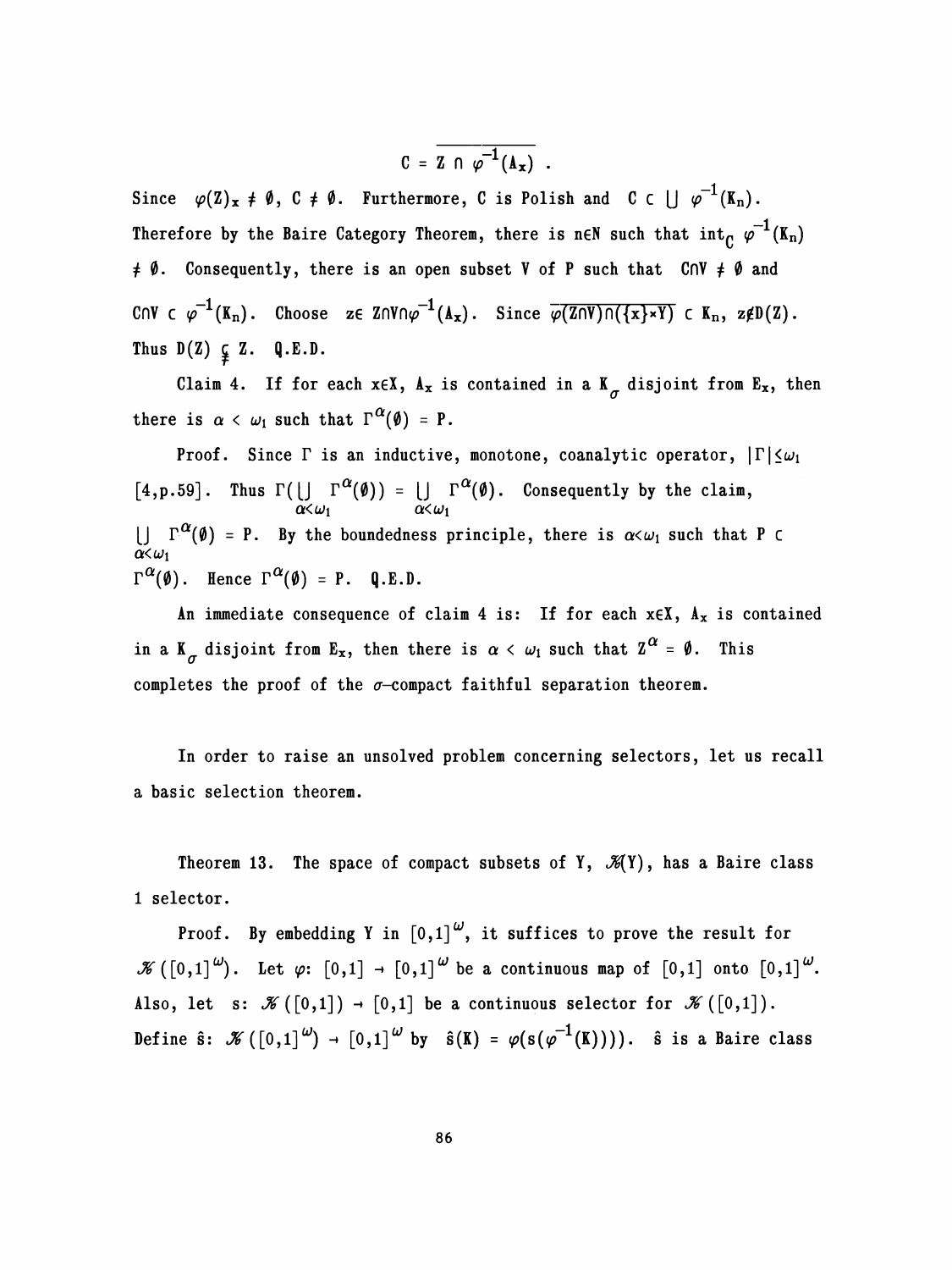$$C = \overline{Z \cap \varphi^{-1}(A_x)} \ .$$

Since $\varphi(Z)_x \neq \emptyset$, $C \neq \emptyset$. Furthermore, $C$ is Polish and $C \subset \bigcup \varphi^{-1}(K_n)$. Therefore by the Baire Category Theorem, there is $n \in \mathbb{N}$ such that $\mathrm{int}_C\, \varphi^{-1}(K_n) \neq \emptyset$. Consequently, there is an open subset $V$ of $P$ such that $C \cap V \neq \emptyset$ and $C \cap V \subset \varphi^{-1}(K_n)$. Choose $z \in Z \cap V \cap \varphi^{-1}(A_x)$. Since $\overline{\varphi(Z \cap V) \cap (\{x\} \times Y)} \subset K_n$, $z \notin D(Z)$. Thus $D(Z) \subsetneq Z$. Q.E.D.

Claim 4. If for each $x \in X$, $A_x$ is contained in a $K_\sigma$ disjoint from $E_x$, then there is $\alpha < \omega_1$ such that $\Gamma^\alpha(\emptyset) = P$.

Proof. Since $\Gamma$ is an inductive, monotone, coanalytic operator, $|\Gamma| \leq \omega_1$ [4,p.59]. Thus $\Gamma(\bigcup_{\alpha<\omega_1} \Gamma^\alpha(\emptyset)) = \bigcup_{\alpha<\omega_1} \Gamma^\alpha(\emptyset)$. Consequently by the claim, $\bigcup_{\alpha<\omega_1} \Gamma^\alpha(\emptyset) = P$. By the boundedness principle, there is $\alpha < \omega_1$ such that $P \subset \Gamma^\alpha(\emptyset)$. Hence $\Gamma^\alpha(\emptyset) = P$. Q.E.D.

An immediate consequence of claim 4 is: If for each $x \in X$, $A_x$ is contained in a $K_\sigma$ disjoint from $E_x$, then there is $\alpha < \omega_1$ such that $Z^\alpha = \emptyset$. This completes the proof of the $\sigma$-compact faithful separation theorem.

In order to raise an unsolved problem concerning selectors, let us recall a basic selection theorem.

Theorem 13. The space of compact subsets of $Y$, $\mathcal{K}(Y)$, has a Baire class 1 selector.

Proof. By embedding $Y$ in $[0,1]^\omega$, it suffices to prove the result for $\mathcal{K}([0,1]^\omega)$. Let $\varphi\colon [0,1] \to [0,1]^\omega$ be a continuous map of $[0,1]$ onto $[0,1]^\omega$. Also, let $s\colon \mathcal{K}([0,1]) \to [0,1]$ be a continuous selector for $\mathcal{K}([0,1])$. Define $\hat{s}\colon \mathcal{K}([0,1]^\omega) \to [0,1]^\omega$ by $\hat{s}(K) = \varphi(s(\varphi^{-1}(K))))$. $\hat{s}$ is a Baire class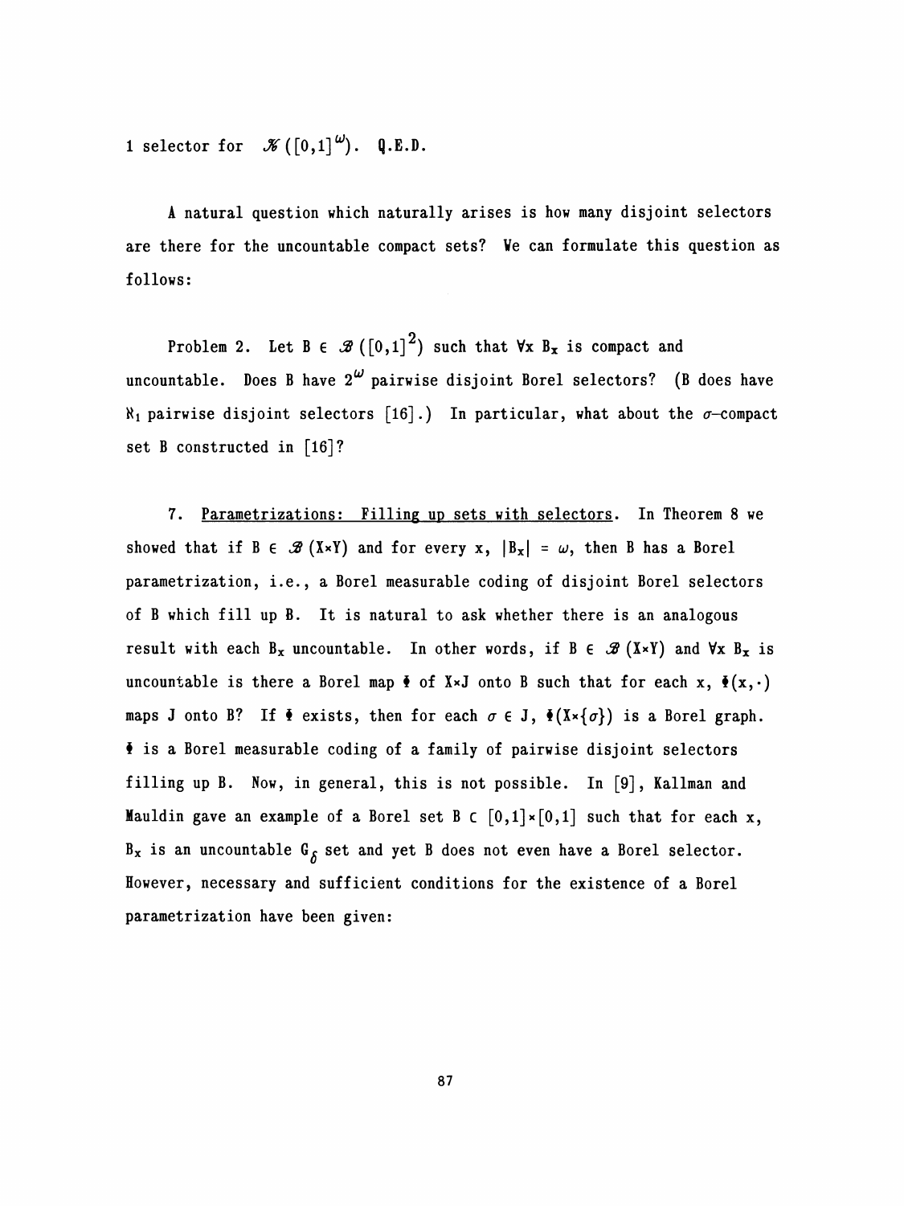1 selector for $\mathscr{K}([0,1]^{\omega})$. Q.E.D.

A natural question which naturally arises is how many disjoint selectors are there for the uncountable compact sets? We can formulate this question as follows:

Problem 2. Let $B \in \mathscr{B}([0,1]^2)$ such that $\forall x\ B_x$ is compact and uncountable. Does B have $2^{\omega}$ pairwise disjoint Borel selectors? (B does have $\aleph_1$ pairwise disjoint selectors [16].) In particular, what about the $\sigma$–compact set B constructed in [16]?

7. <u>Parametrizations: Filling up sets with selectors</u>. In Theorem 8 we showed that if $B \in \mathscr{B}(X \times Y)$ and for every x, $|B_x| = \omega$, then B has a Borel parametrization, i.e., a Borel measurable coding of disjoint Borel selectors of B which fill up B. It is natural to ask whether there is an analogous result with each $B_x$ uncountable. In other words, if $B \in \mathscr{B}(X \times Y)$ and $\forall x\ B_x$ is uncountable is there a Borel map $\Phi$ of $X \times J$ onto B such that for each x, $\Phi(x,\cdot)$ maps J onto B? If $\Phi$ exists, then for each $\sigma \in J$, $\Phi(X \times \{\sigma\})$ is a Borel graph. $\Phi$ is a Borel measurable coding of a family of pairwise disjoint selectors filling up B. Now, in general, this is not possible. In [9], Kallman and Mauldin gave an example of a Borel set $B \subset [0,1] \times [0,1]$ such that for each x, $B_x$ is an uncountable $G_{\delta}$ set and yet B does not even have a Borel selector. However, necessary and sufficient conditions for the existence of a Borel parametrization have been given: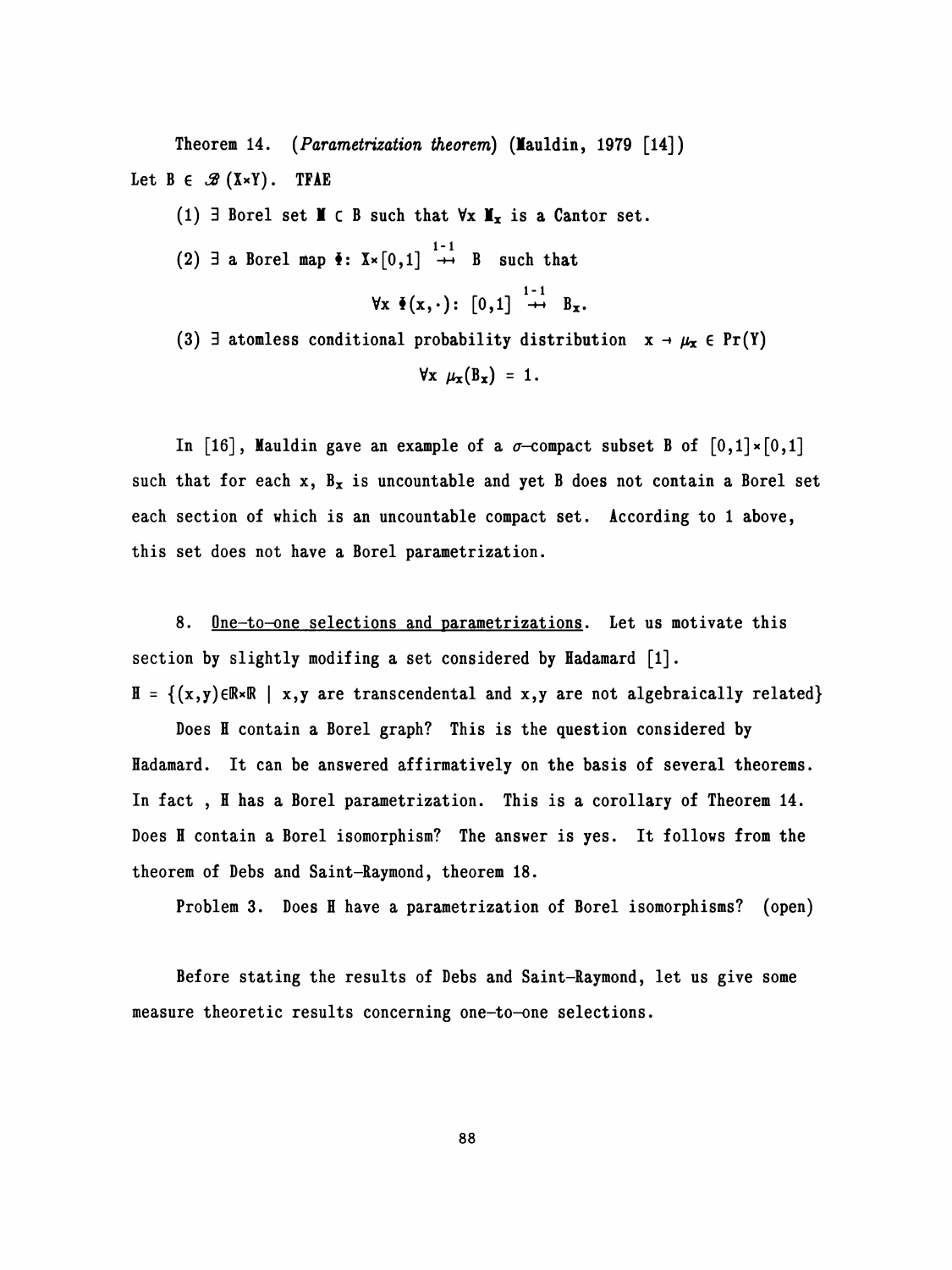Theorem 14. (*Parametrization theorem*) (Mauldin, 1979 [14])
Let $B \in \mathcal{B}(X \times Y)$. TFAE

(1) $\exists$ Borel set $M \subset B$ such that $\forall x$ $M_x$ is a Cantor set.

(2) $\exists$ a Borel map $\Phi: X \times [0,1] \overset{1-1}{\twoheadrightarrow} B$ such that

$$\forall x \ \Phi(x,\cdot): [0,1] \overset{1-1}{\twoheadrightarrow} B_x.$$

(3) $\exists$ atomless conditional probability distribution $x \to \mu_x \in \Pr(Y)$

$$\forall x \ \mu_x(B_x) = 1.$$

In [16], Mauldin gave an example of a $\sigma$-compact subset B of $[0,1] \times [0,1]$ such that for each x, $B_x$ is uncountable and yet B does not contain a Borel set each section of which is an uncountable compact set. According to 1 above, this set does not have a Borel parametrization.

8. <u>One-to-one selections and parametrizations</u>. Let us motivate this section by slightly modifing a set considered by Hadamard [1].

$H = \{(x,y) \in \mathbb{R} \times \mathbb{R} \mid x,y \text{ are transcendental and } x,y \text{ are not algebraically related}\}$

Does H contain a Borel graph? This is the question considered by Hadamard. It can be answered affirmatively on the basis of several theorems. In fact , H has a Borel parametrization. This is a corollary of Theorem 14. Does H contain a Borel isomorphism? The answer is yes. It follows from the theorem of Debs and Saint-Raymond, theorem 18.

Problem 3. Does H have a parametrization of Borel isomorphisms? (open)

Before stating the results of Debs and Saint-Raymond, let us give some measure theoretic results concerning one-to-one selections.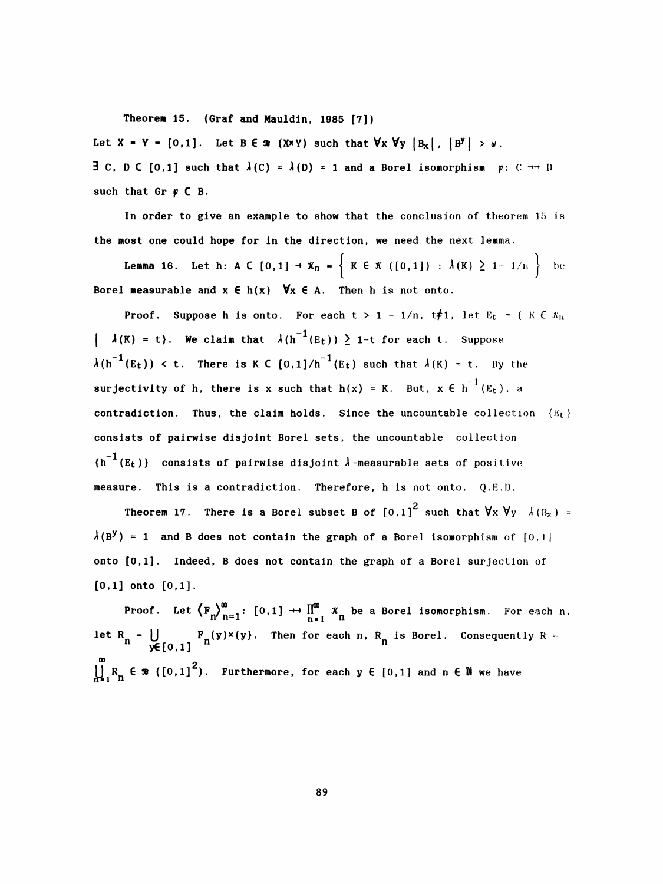**Theorem 15.** (Graf and Mauldin, 1985 [7])

Let $X = Y = [0,1]$. Let $B \in \mathcal{B}(X \times Y)$ such that $\forall x \; \forall y \; |B_x|, \; |B^y| > \omega$.
$\exists$ C, D $\subset [0,1]$ such that $\lambda(C) = \lambda(D) = 1$ and a Borel isomorphism $\varphi: C \twoheadrightarrow D$ such that Gr $\varphi \subset B$.

In order to give an example to show that the conclusion of theorem 15 is the most one could hope for in the direction, we need the next lemma.

**Lemma 16.** Let $h: A \subset [0,1] \to \mathcal{K}_n = \left\{ K \in \mathcal{K}([0,1]) : \lambda(K) \geq 1 - 1/n \right\}$ be Borel measurable and $x \in h(x) \;\; \forall x \in A$. Then h is not onto.

**Proof.** Suppose h is onto. For each $t > 1 - 1/n$, $t \neq 1$, let $E_t = \{ K \in \mathcal{K}_n \mid \lambda(K) = t\}$. We claim that $\lambda(h^{-1}(E_t)) \geq 1-t$ for each t. Suppose $\lambda(h^{-1}(E_t)) < t$. There is $K \subset [0,1]/h^{-1}(E_t)$ such that $\lambda(K) = t$. By the surjectivity of h, there is x such that $h(x) = K$. But, $x \in h^{-1}(E_t)$, a contradiction. Thus, the claim holds. Since the uncountable collection $\{E_t\}$ consists of pairwise disjoint Borel sets, the uncountable collection $\{h^{-1}(E_t)\}$ consists of pairwise disjoint $\lambda$-measurable sets of positive measure. This is a contradiction. Therefore, h is not onto. Q.E.D.

**Theorem 17.** There is a Borel subset B of $[0,1]^2$ such that $\forall x \; \forall y \;\; \lambda(B_x) = \lambda(B^y) = 1$ and B does not contain the graph of a Borel isomorphism of $[0,1]$ onto $[0,1]$. Indeed, B does not contain the graph of a Borel surjection of $[0,1]$ onto $[0,1]$.

**Proof.** Let $\langle F_n \rangle_{n=1}^{\infty}: [0,1] \twoheadrightarrow \prod_{n=1}^{\infty} \mathcal{K}_n$ be a Borel isomorphism. For each n, let $R_n = \bigcup_{y \in [0,1]} F_n(y) \times \{y\}$. Then for each n, $R_n$ is Borel. Consequently $R = \bigcup_{n=1}^{\infty} R_n \in \mathcal{B}([0,1]^2)$. Furthermore, for each $y \in [0,1]$ and $n \in \mathbb{N}$ we have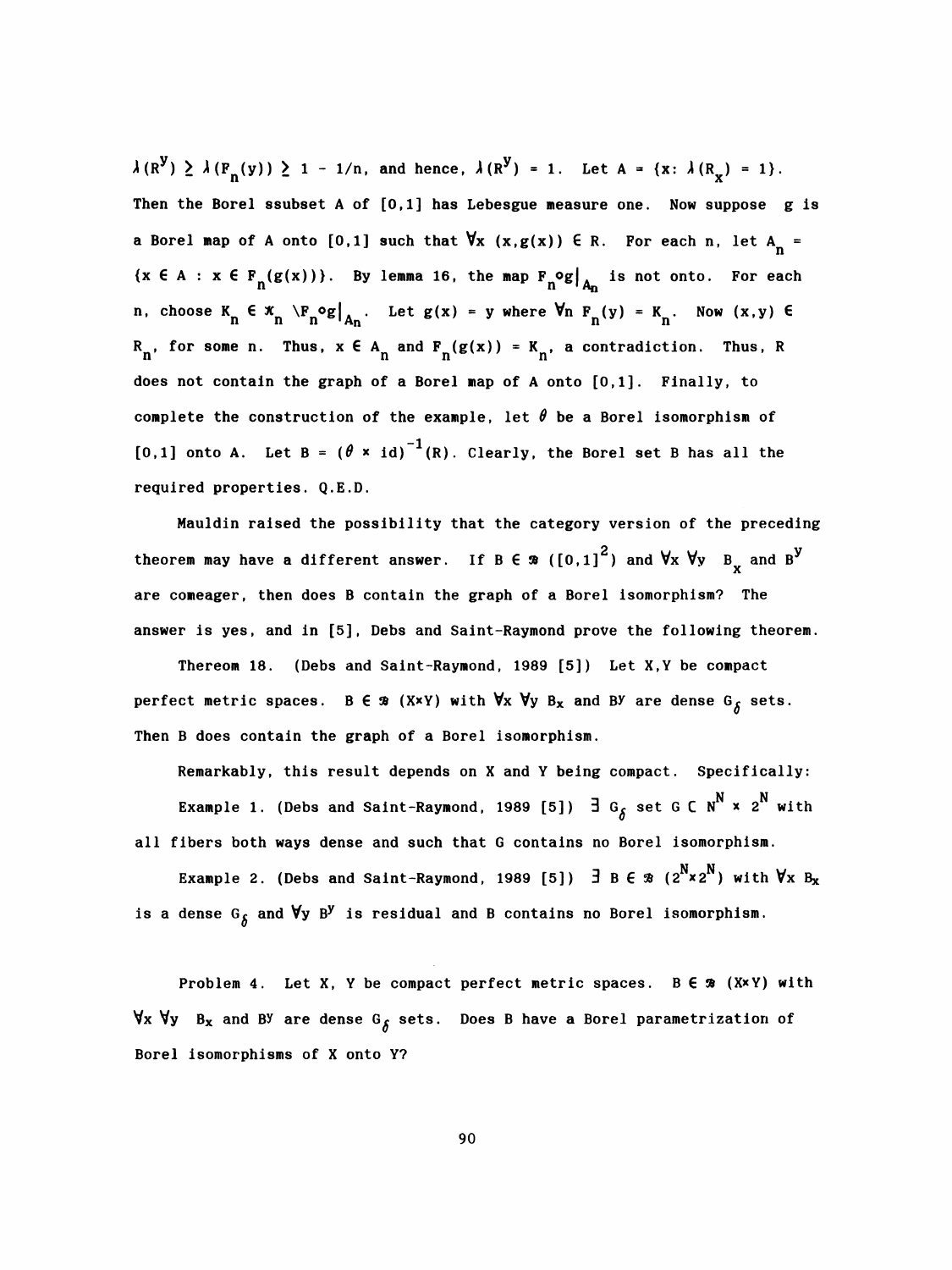$\lambda(R^y) \geq \lambda(F_n(y)) \geq 1 - 1/n$, and hence, $\lambda(R^y) = 1$. Let $A = \{x: \lambda(R_x) = 1\}$. Then the Borel ssubset A of [0,1] has Lebesgue measure one. Now suppose g is a Borel map of A onto [0,1] such that $\forall x\ (x,g(x)) \in R$. For each n, let $A_n = \{x \in A : x \in F_n(g(x))\}$. By lemma 16, the map $F_n \circ g|_{A_n}$ is not onto. For each n, choose $K_n \in \mathcal{K}_n \setminus F_n \circ g|_{A_n}$. Let $g(x) = y$ where $\forall n\ F_n(y) = K_n$. Now $(x,y) \in R_n$, for some n. Thus, $x \in A_n$ and $F_n(g(x)) = K_n$, a contradiction. Thus, R does not contain the graph of a Borel map of A onto [0,1]. Finally, to complete the construction of the example, let $\theta$ be a Borel isomorphism of [0,1] onto A. Let $B = (\theta \times \mathrm{id})^{-1}(R)$. Clearly, the Borel set B has all the required properties. Q.E.D.

Mauldin raised the possibility that the category version of the preceding theorem may have a different answer. If $B \in \mathcal{B}([0,1]^2)$ and $\forall x\ \forall y\ B_x$ and $B^y$ are comeager, then does B contain the graph of a Borel isomorphism? The answer is yes, and in [5], Debs and Saint-Raymond prove the following theorem.

Thereom 18. (Debs and Saint-Raymond, 1989 [5]) Let X,Y be compact perfect metric spaces. $B \in \mathcal{B}(X \times Y)$ with $\forall x\ \forall y\ B_x$ and $B^y$ are dense $G_\delta$ sets. Then B does contain the graph of a Borel isomorphism.

Remarkably, this result depends on X and Y being compact. Specifically:

Example 1. (Debs and Saint-Raymond, 1989 [5]) $\exists\ G_\delta$ set $G \subset \mathbb{N}^{\mathbb{N}} \times 2^{\mathbb{N}}$ with all fibers both ways dense and such that G contains no Borel isomorphism.

Example 2. (Debs and Saint-Raymond, 1989 [5]) $\exists\ B \in \mathcal{B}(2^{\mathbb{N}} \times 2^{\mathbb{N}})$ with $\forall x\ B_x$ is a dense $G_\delta$ and $\forall y\ B^y$ is residual and B contains no Borel isomorphism.

Problem 4. Let X, Y be compact perfect metric spaces. $B \in \mathcal{B}(X \times Y)$ with $\forall x\ \forall y\ B_x$ and $B^y$ are dense $G_\delta$ sets. Does B have a Borel parametrization of Borel isomorphisms of X onto Y?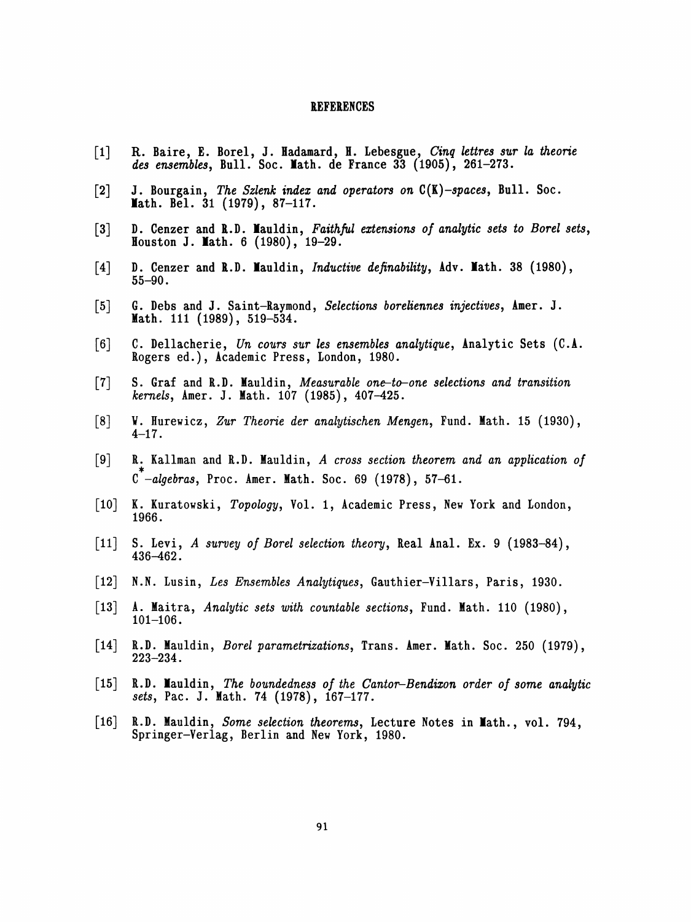# REFERENCES

[1] R. Baire, E. Borel, J. Hadamard, H. Lebesgue, *Cinq lettres sur la theorie des ensembles*, Bull. Soc. Math. de France 33 (1905), 261–273.

[2] J. Bourgain, *The Szlenk index and operators on C(K)–spaces*, Bull. Soc. Math. Bel. 31 (1979), 87–117.

[3] D. Cenzer and R.D. Mauldin, *Faithful extensions of analytic sets to Borel sets*, Houston J. Math. 6 (1980), 19–29.

[4] D. Cenzer and R.D. Mauldin, *Inductive definability*, Adv. Math. 38 (1980), 55–90.

[5] G. Debs and J. Saint–Raymond, *Selections boreliennes injectives*, Amer. J. Math. 111 (1989), 519–534.

[6] C. Dellacherie, *Un cours sur les ensembles analytique*, Analytic Sets (C.A. Rogers ed.), Academic Press, London, 1980.

[7] S. Graf and R.D. Mauldin, *Measurable one–to–one selections and transition kernels*, Amer. J. Math. 107 (1985), 407–425.

[8] W. Hurewicz, *Zur Theorie der analytischen Mengen*, Fund. Math. 15 (1930), 4–17.

[9] R. Kallman and R.D. Mauldin, *A cross section theorem and an application of $C^*$–algebras*, Proc. Amer. Math. Soc. 69 (1978), 57–61.

[10] K. Kuratowski, *Topology*, Vol. 1, Academic Press, New York and London, 1966.

[11] S. Levi, *A survey of Borel selection theory*, Real Anal. Ex. 9 (1983–84), 436–462.

[12] N.N. Lusin, *Les Ensembles Analytiques*, Gauthier–Villars, Paris, 1930.

[13] A. Maitra, *Analytic sets with countable sections*, Fund. Math. 110 (1980), 101–106.

[14] R.D. Mauldin, *Borel parametrizations*, Trans. Amer. Math. Soc. 250 (1979), 223–234.

[15] R.D. Mauldin, *The boundedness of the Cantor–Bendixon order of some analytic sets*, Pac. J. Math. 74 (1978), 167–177.

[16] R.D. Mauldin, *Some selection theorems*, Lecture Notes in Math., vol. 794, Springer–Verlag, Berlin and New York, 1980.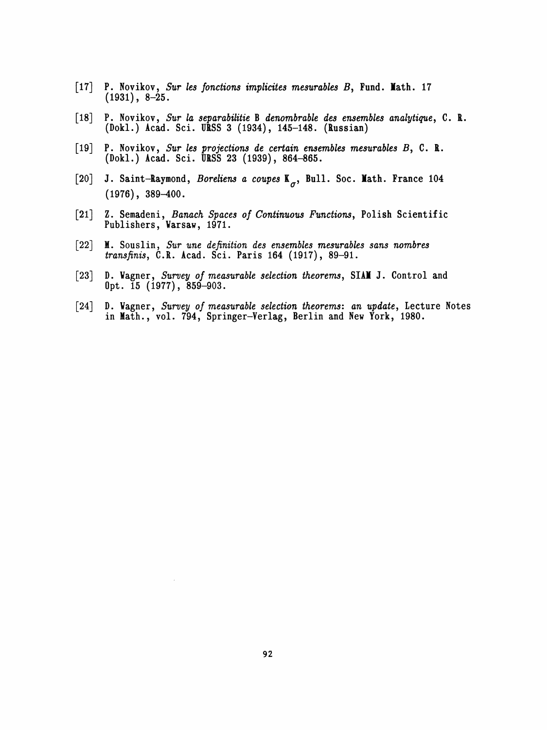[17] P. Novikov, *Sur les fonctions implicites mesurables B*, Fund. Math. 17 (1931), 8–25.

[18] P. Novikov, *Sur la separabilitie* B *denombrable des ensembles analytique*, C. R. (Dokl.) Acad. Sci. URSS 3 (1934), 145–148. (Russian)

[19] P. Novikov, *Sur les projections de certain ensembles mesurables B*, C. R. (Dokl.) Acad. Sci. URSS 23 (1939), 864–865.

[20] J. Saint-Raymond, *Boreliens a coupes* $K_\sigma$, Bull. Soc. Math. France 104 (1976), 389–400.

[21] Z. Semadeni, *Banach Spaces of Continuous Functions*, Polish Scientific Publishers, Warsaw, 1971.

[22] M. Souslin, *Sur une definition des ensembles mesurables sans nombres transfinis*, C.R. Acad. Sci. Paris 164 (1917), 89–91.

[23] D. Wagner, *Survey of measurable selection theorems*, SIAM J. Control and Opt. 15 (1977), 859–903.

[24] D. Wagner, *Survey of measurable selection theorems: an update*, Lecture Notes in Math., vol. 794, Springer-Verlag, Berlin and New York, 1980.